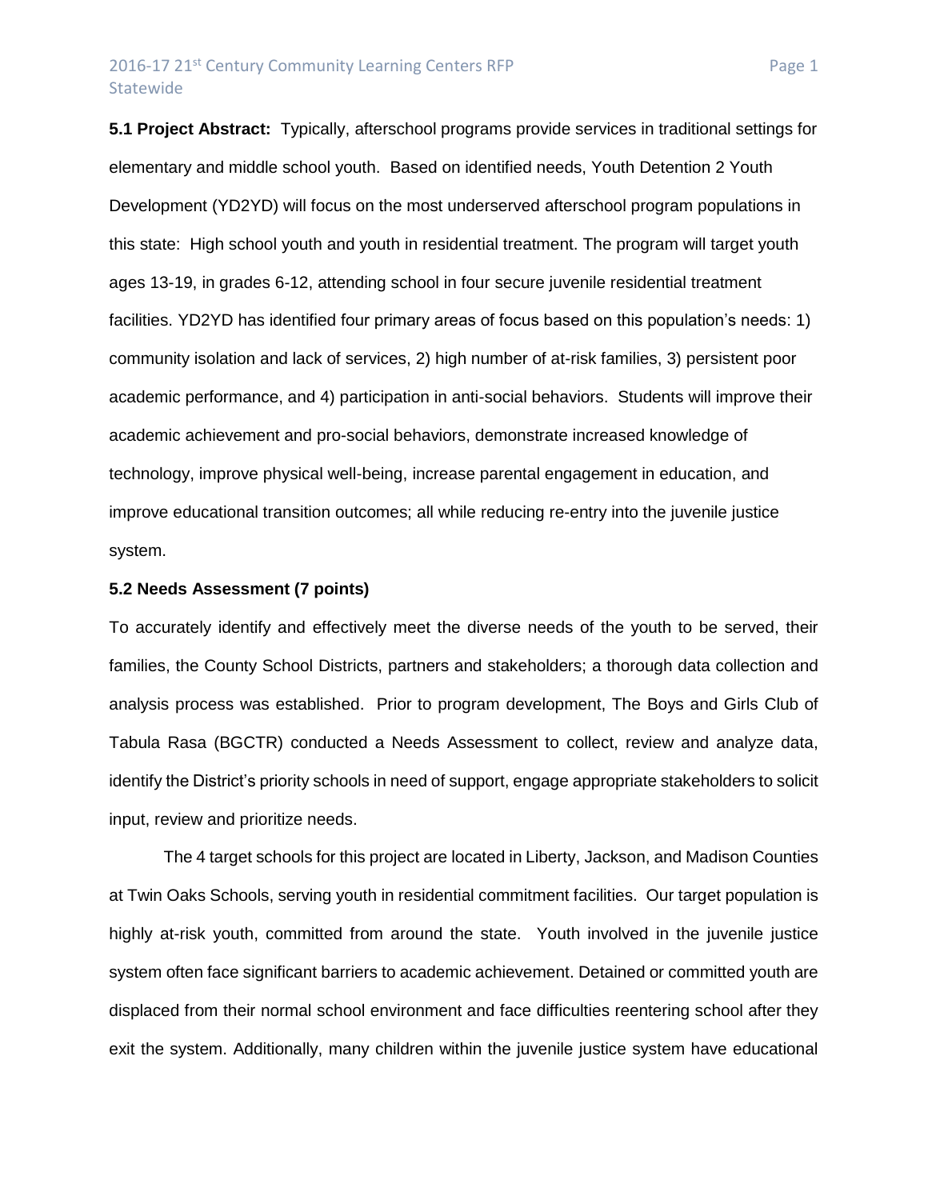**5.1 Project Abstract:** Typically, afterschool programs provide services in traditional settings for elementary and middle school youth. Based on identified needs, Youth Detention 2 Youth Development (YD2YD) will focus on the most underserved afterschool program populations in this state: High school youth and youth in residential treatment. The program will target youth ages 13-19, in grades 6-12, attending school in four secure juvenile residential treatment facilities. YD2YD has identified four primary areas of focus based on this population's needs: 1) community isolation and lack of services, 2) high number of at-risk families, 3) persistent poor academic performance, and 4) participation in anti-social behaviors. Students will improve their academic achievement and pro-social behaviors, demonstrate increased knowledge of technology, improve physical well-being, increase parental engagement in education, and improve educational transition outcomes; all while reducing re-entry into the juvenile justice system.

**5.2 Needs Assessment (7 points)**

To accurately identify and effectively meet the diverse needs of the youth to be served, their families, the County School Districts, partners and stakeholders; a thorough data collection and analysis process was established. Prior to program development, The Boys and Girls Club of Tabula Rasa (BGCTR) conducted a Needs Assessment to collect, review and analyze data, identify the District's priority schools in need of support, engage appropriate stakeholders to solicit input, review and prioritize needs.

The 4 target schools for this project are located in Liberty, Jackson, and Madison Counties at Twin Oaks Schools, serving youth in residential commitment facilities. Our target population is highly at-risk youth, committed from around the state. Youth involved in the juvenile justice system often face significant barriers to academic achievement. Detained or committed youth are displaced from their normal school environment and face difficulties reentering school after they exit the system. Additionally, many children within the juvenile justice system have educational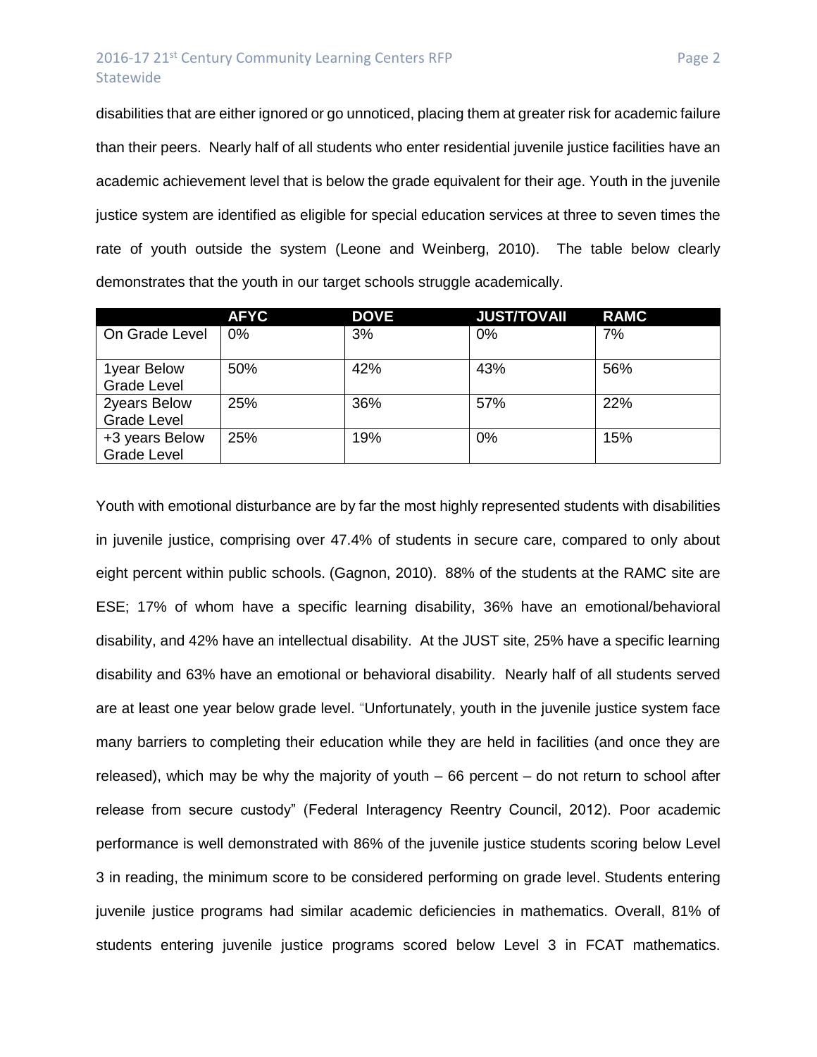disabilities that are either ignored or go unnoticed, placing them at greater risk for academic failure than their peers. Nearly half of all students who enter residential juvenile justice facilities have an academic achievement level that is below the grade equivalent for their age. Youth in the juvenile justice system are identified as eligible for special education services at three to seven times the rate of youth outside the system (Leone and Weinberg, 2010). The table below clearly demonstrates that the youth in our target schools struggle academically.

| | AFYC | DOVE | JUST/TOVAII | RAMC |
|---|---|---|---|---|
| On Grade Level | 0% | 3% | 0% | 7% |
| 1year Below Grade Level | 50% | 42% | 43% | 56% |
| 2years Below Grade Level | 25% | 36% | 57% | 22% |
| +3 years Below Grade Level | 25% | 19% | 0% | 15% |

Youth with emotional disturbance are by far the most highly represented students with disabilities in juvenile justice, comprising over 47.4% of students in secure care, compared to only about eight percent within public schools. (Gagnon, 2010). 88% of the students at the RAMC site are ESE; 17% of whom have a specific learning disability, 36% have an emotional/behavioral disability, and 42% have an intellectual disability. At the JUST site, 25% have a specific learning disability and 63% have an emotional or behavioral disability. Nearly half of all students served are at least one year below grade level. "Unfortunately, youth in the juvenile justice system face many barriers to completing their education while they are held in facilities (and once they are released), which may be why the majority of youth – 66 percent – do not return to school after release from secure custody" (Federal Interagency Reentry Council, 2012). Poor academic performance is well demonstrated with 86% of the juvenile justice students scoring below Level 3 in reading, the minimum score to be considered performing on grade level. Students entering juvenile justice programs had similar academic deficiencies in mathematics. Overall, 81% of students entering juvenile justice programs scored below Level 3 in FCAT mathematics.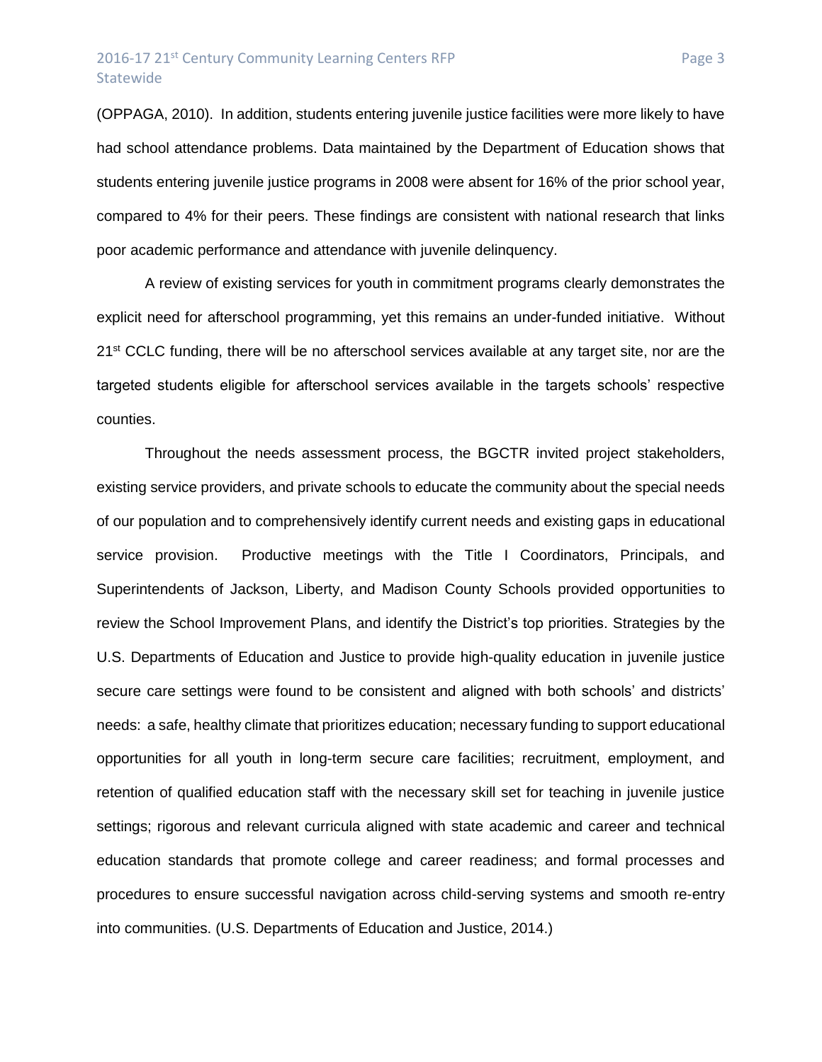(OPPAGA, 2010). In addition, students entering juvenile justice facilities were more likely to have had school attendance problems. Data maintained by the Department of Education shows that students entering juvenile justice programs in 2008 were absent for 16% of the prior school year, compared to 4% for their peers. These findings are consistent with national research that links poor academic performance and attendance with juvenile delinquency.

A review of existing services for youth in commitment programs clearly demonstrates the explicit need for afterschool programming, yet this remains an under-funded initiative. Without 21st CCLC funding, there will be no afterschool services available at any target site, nor are the targeted students eligible for afterschool services available in the targets schools' respective counties.

Throughout the needs assessment process, the BGCTR invited project stakeholders, existing service providers, and private schools to educate the community about the special needs of our population and to comprehensively identify current needs and existing gaps in educational service provision. Productive meetings with the Title I Coordinators, Principals, and Superintendents of Jackson, Liberty, and Madison County Schools provided opportunities to review the School Improvement Plans, and identify the District's top priorities. Strategies by the U.S. Departments of Education and Justice to provide high-quality education in juvenile justice secure care settings were found to be consistent and aligned with both schools' and districts' needs: a safe, healthy climate that prioritizes education; necessary funding to support educational opportunities for all youth in long-term secure care facilities; recruitment, employment, and retention of qualified education staff with the necessary skill set for teaching in juvenile justice settings; rigorous and relevant curricula aligned with state academic and career and technical education standards that promote college and career readiness; and formal processes and procedures to ensure successful navigation across child-serving systems and smooth re-entry into communities. (U.S. Departments of Education and Justice, 2014.)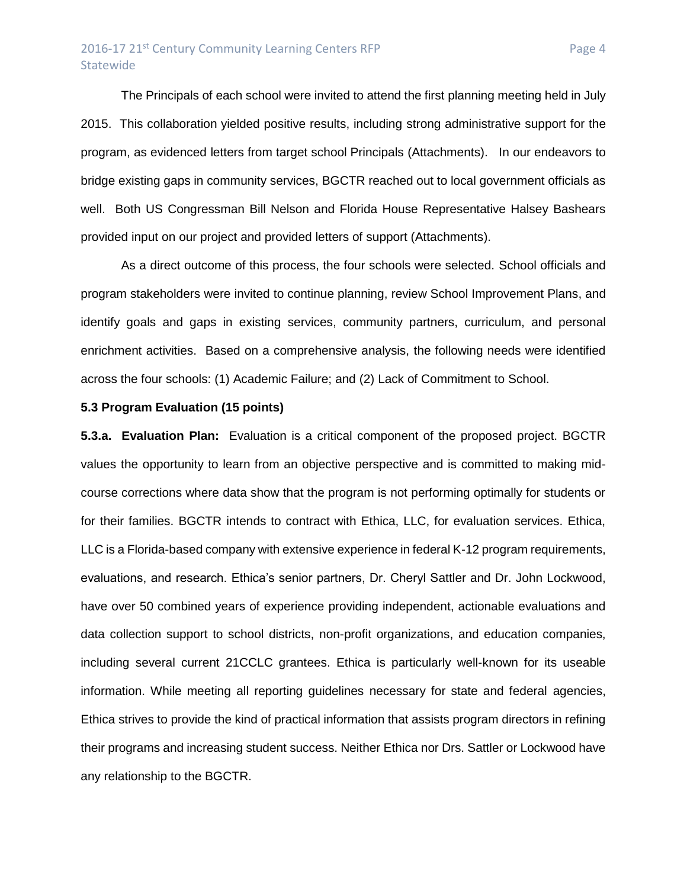The Principals of each school were invited to attend the first planning meeting held in July 2015. This collaboration yielded positive results, including strong administrative support for the program, as evidenced letters from target school Principals (Attachments). In our endeavors to bridge existing gaps in community services, BGCTR reached out to local government officials as well. Both US Congressman Bill Nelson and Florida House Representative Halsey Beshears provided input on our project and provided letters of support (Attachments).

As a direct outcome of this process, the four schools were selected. School officials and program stakeholders were invited to continue planning, review School Improvement Plans, and identify goals and gaps in existing services, community partners, curriculum, and personal enrichment activities. Based on a comprehensive analysis, the following needs were identified across the four schools: (1) Academic Failure; and (2) Lack of Commitment to School.

**5.3 Program Evaluation (15 points)**

**5.3.a. Evaluation Plan:** Evaluation is a critical component of the proposed project. BGCTR values the opportunity to learn from an objective perspective and is committed to making mid-course corrections where data show that the program is not performing optimally for students or for their families. BGCTR intends to contract with Ethica, LLC, for evaluation services. Ethica, LLC is a Florida-based company with extensive experience in federal K-12 program requirements, evaluations, and research. Ethica's senior partners, Dr. Cheryl Sattler and Dr. John Lockwood, have over 50 combined years of experience providing independent, actionable evaluations and data collection support to school districts, non-profit organizations, and education companies, including several current 21CCLC grantees. Ethica is particularly well-known for its useable information. While meeting all reporting guidelines necessary for state and federal agencies, Ethica strives to provide the kind of practical information that assists program directors in refining their programs and increasing student success. Neither Ethica nor Drs. Sattler or Lockwood have any relationship to the BGCTR.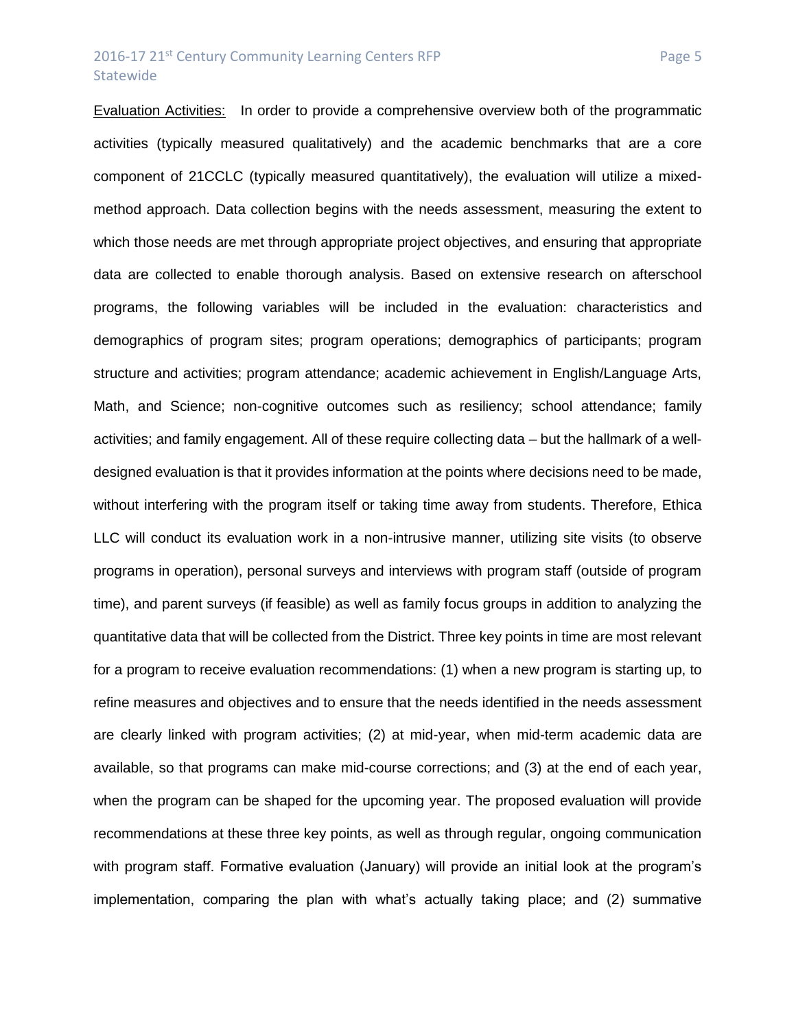<u>Evaluation Activities:</u> In order to provide a comprehensive overview both of the programmatic activities (typically measured qualitatively) and the academic benchmarks that are a core component of 21CCLC (typically measured quantitatively), the evaluation will utilize a mixed-method approach. Data collection begins with the needs assessment, measuring the extent to which those needs are met through appropriate project objectives, and ensuring that appropriate data are collected to enable thorough analysis. Based on extensive research on afterschool programs, the following variables will be included in the evaluation: characteristics and demographics of program sites; program operations; demographics of participants; program structure and activities; program attendance; academic achievement in English/Language Arts, Math, and Science; non-cognitive outcomes such as resiliency; school attendance; family activities; and family engagement. All of these require collecting data – but the hallmark of a well-designed evaluation is that it provides information at the points where decisions need to be made, without interfering with the program itself or taking time away from students. Therefore, Ethica LLC will conduct its evaluation work in a non-intrusive manner, utilizing site visits (to observe programs in operation), personal surveys and interviews with program staff (outside of program time), and parent surveys (if feasible) as well as family focus groups in addition to analyzing the quantitative data that will be collected from the District. Three key points in time are most relevant for a program to receive evaluation recommendations: (1) when a new program is starting up, to refine measures and objectives and to ensure that the needs identified in the needs assessment are clearly linked with program activities; (2) at mid-year, when mid-term academic data are available, so that programs can make mid-course corrections; and (3) at the end of each year, when the program can be shaped for the upcoming year. The proposed evaluation will provide recommendations at these three key points, as well as through regular, ongoing communication with program staff. Formative evaluation (January) will provide an initial look at the program's implementation, comparing the plan with what's actually taking place; and (2) summative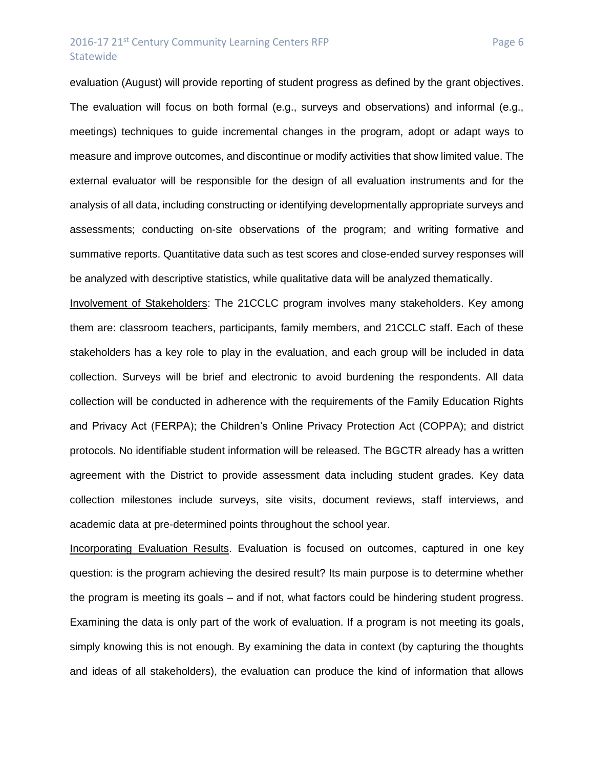evaluation (August) will provide reporting of student progress as defined by the grant objectives. The evaluation will focus on both formal (e.g., surveys and observations) and informal (e.g., meetings) techniques to guide incremental changes in the program, adopt or adapt ways to measure and improve outcomes, and discontinue or modify activities that show limited value. The external evaluator will be responsible for the design of all evaluation instruments and for the analysis of all data, including constructing or identifying developmentally appropriate surveys and assessments; conducting on-site observations of the program; and writing formative and summative reports. Quantitative data such as test scores and close-ended survey responses will be analyzed with descriptive statistics, while qualitative data will be analyzed thematically.

<u>Involvement of Stakeholders</u>: The 21CCLC program involves many stakeholders. Key among them are: classroom teachers, participants, family members, and 21CCLC staff. Each of these stakeholders has a key role to play in the evaluation, and each group will be included in data collection. Surveys will be brief and electronic to avoid burdening the respondents. All data collection will be conducted in adherence with the requirements of the Family Education Rights and Privacy Act (FERPA); the Children's Online Privacy Protection Act (COPPA); and district protocols. No identifiable student information will be released. The BGCTR already has a written agreement with the District to provide assessment data including student grades. Key data collection milestones include surveys, site visits, document reviews, staff interviews, and academic data at pre-determined points throughout the school year.

<u>Incorporating Evaluation Results</u>. Evaluation is focused on outcomes, captured in one key question: is the program achieving the desired result? Its main purpose is to determine whether the program is meeting its goals – and if not, what factors could be hindering student progress. Examining the data is only part of the work of evaluation. If a program is not meeting its goals, simply knowing this is not enough. By examining the data in context (by capturing the thoughts and ideas of all stakeholders), the evaluation can produce the kind of information that allows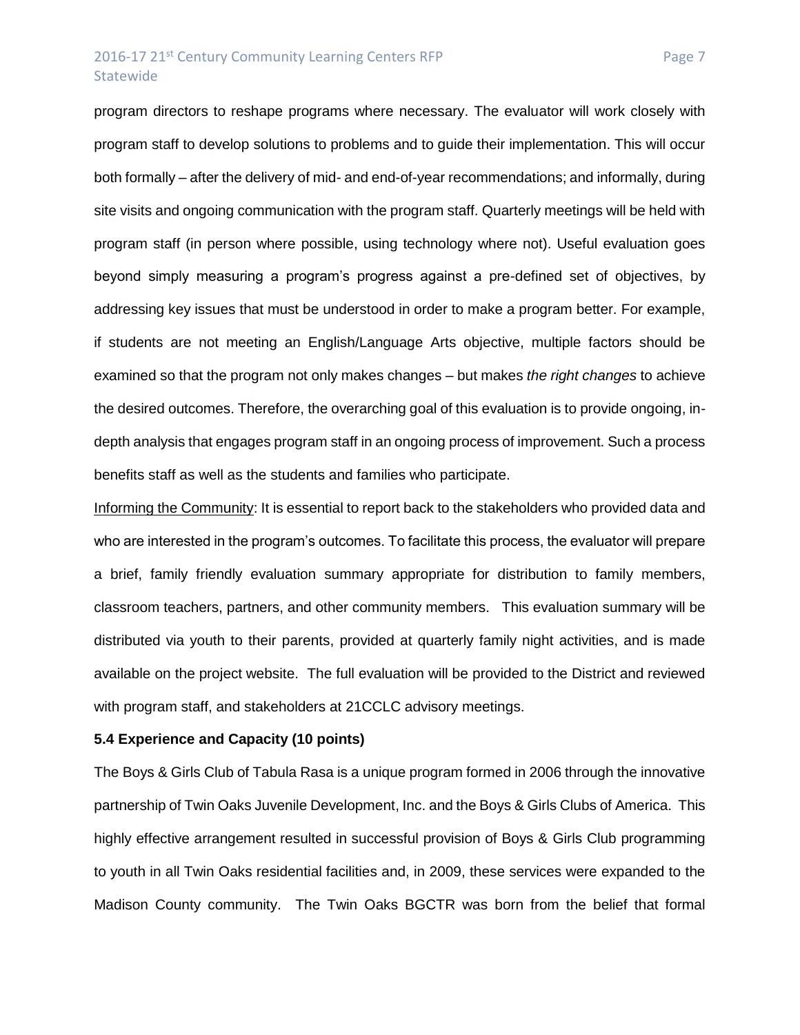program directors to reshape programs where necessary. The evaluator will work closely with program staff to develop solutions to problems and to guide their implementation. This will occur both formally – after the delivery of mid- and end-of-year recommendations; and informally, during site visits and ongoing communication with the program staff. Quarterly meetings will be held with program staff (in person where possible, using technology where not). Useful evaluation goes beyond simply measuring a program's progress against a pre-defined set of objectives, by addressing key issues that must be understood in order to make a program better. For example, if students are not meeting an English/Language Arts objective, multiple factors should be examined so that the program not only makes changes – but makes *the right changes* to achieve the desired outcomes. Therefore, the overarching goal of this evaluation is to provide ongoing, in-depth analysis that engages program staff in an ongoing process of improvement. Such a process benefits staff as well as the students and families who participate.

<u>Informing the Community</u>: It is essential to report back to the stakeholders who provided data and who are interested in the program's outcomes. To facilitate this process, the evaluator will prepare a brief, family friendly evaluation summary appropriate for distribution to family members, classroom teachers, partners, and other community members. This evaluation summary will be distributed via youth to their parents, provided at quarterly family night activities, and is made available on the project website. The full evaluation will be provided to the District and reviewed with program staff, and stakeholders at 21CCLC advisory meetings.

**5.4 Experience and Capacity (10 points)**

The Boys & Girls Club of Tabula Rasa is a unique program formed in 2006 through the innovative partnership of Twin Oaks Juvenile Development, Inc. and the Boys & Girls Clubs of America. This highly effective arrangement resulted in successful provision of Boys & Girls Club programming to youth in all Twin Oaks residential facilities and, in 2009, these services were expanded to the Madison County community. The Twin Oaks BGCTR was born from the belief that formal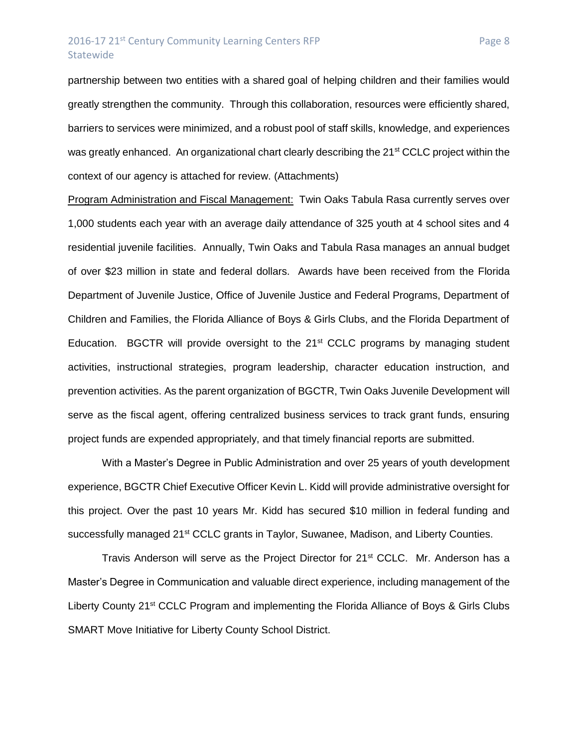partnership between two entities with a shared goal of helping children and their families would greatly strengthen the community. Through this collaboration, resources were efficiently shared, barriers to services were minimized, and a robust pool of staff skills, knowledge, and experiences was greatly enhanced. An organizational chart clearly describing the 21st CCLC project within the context of our agency is attached for review. (Attachments)

Program Administration and Fiscal Management: Twin Oaks Tabula Rasa currently serves over 1,000 students each year with an average daily attendance of 325 youth at 4 school sites and 4 residential juvenile facilities. Annually, Twin Oaks and Tabula Rasa manages an annual budget of over $23 million in state and federal dollars. Awards have been received from the Florida Department of Juvenile Justice, Office of Juvenile Justice and Federal Programs, Department of Children and Families, the Florida Alliance of Boys & Girls Clubs, and the Florida Department of Education. BGCTR will provide oversight to the 21st CCLC programs by managing student activities, instructional strategies, program leadership, character education instruction, and prevention activities. As the parent organization of BGCTR, Twin Oaks Juvenile Development will serve as the fiscal agent, offering centralized business services to track grant funds, ensuring project funds are expended appropriately, and that timely financial reports are submitted.

With a Master's Degree in Public Administration and over 25 years of youth development experience, BGCTR Chief Executive Officer Kevin L. Kidd will provide administrative oversight for this project. Over the past 10 years Mr. Kidd has secured $10 million in federal funding and successfully managed 21st CCLC grants in Taylor, Suwanee, Madison, and Liberty Counties.

Travis Anderson will serve as the Project Director for 21st CCLC. Mr. Anderson has a Master's Degree in Communication and valuable direct experience, including management of the Liberty County 21st CCLC Program and implementing the Florida Alliance of Boys & Girls Clubs SMART Move Initiative for Liberty County School District.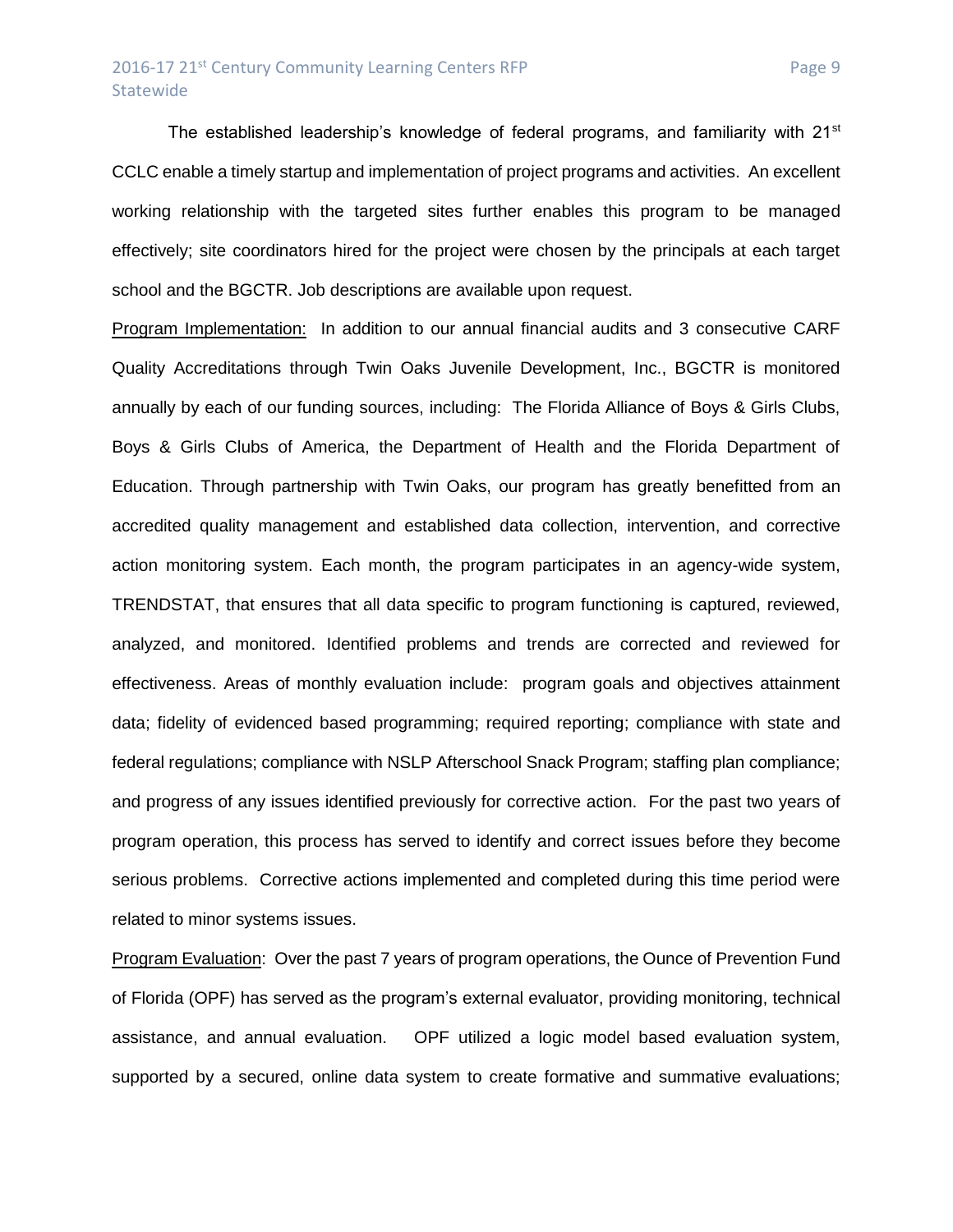The established leadership's knowledge of federal programs, and familiarity with 21st CCLC enable a timely startup and implementation of project programs and activities. An excellent working relationship with the targeted sites further enables this program to be managed effectively; site coordinators hired for the project were chosen by the principals at each target school and the BGCTR. Job descriptions are available upon request.

Program Implementation: In addition to our annual financial audits and 3 consecutive CARF Quality Accreditations through Twin Oaks Juvenile Development, Inc., BGCTR is monitored annually by each of our funding sources, including: The Florida Alliance of Boys & Girls Clubs, Boys & Girls Clubs of America, the Department of Health and the Florida Department of Education. Through partnership with Twin Oaks, our program has greatly benefitted from an accredited quality management and established data collection, intervention, and corrective action monitoring system. Each month, the program participates in an agency-wide system, TRENDSTAT, that ensures that all data specific to program functioning is captured, reviewed, analyzed, and monitored. Identified problems and trends are corrected and reviewed for effectiveness. Areas of monthly evaluation include: program goals and objectives attainment data; fidelity of evidenced based programming; required reporting; compliance with state and federal regulations; compliance with NSLP Afterschool Snack Program; staffing plan compliance; and progress of any issues identified previously for corrective action. For the past two years of program operation, this process has served to identify and correct issues before they become serious problems. Corrective actions implemented and completed during this time period were related to minor systems issues.

Program Evaluation: Over the past 7 years of program operations, the Ounce of Prevention Fund of Florida (OPF) has served as the program's external evaluator, providing monitoring, technical assistance, and annual evaluation. OPF utilized a logic model based evaluation system, supported by a secured, online data system to create formative and summative evaluations;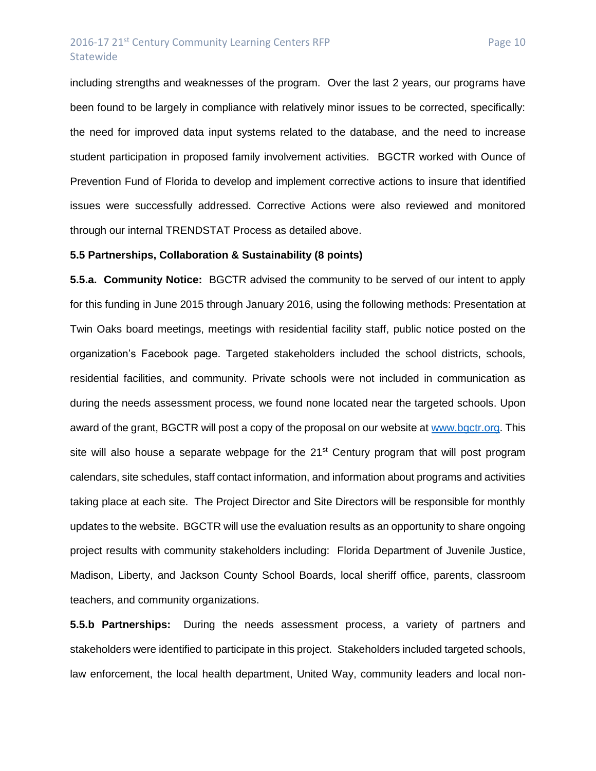including strengths and weaknesses of the program. Over the last 2 years, our programs have been found to be largely in compliance with relatively minor issues to be corrected, specifically: the need for improved data input systems related to the database, and the need to increase student participation in proposed family involvement activities. BGCTR worked with Ounce of Prevention Fund of Florida to develop and implement corrective actions to insure that identified issues were successfully addressed. Corrective Actions were also reviewed and monitored through our internal TRENDSTAT Process as detailed above.

**5.5 Partnerships, Collaboration & Sustainability (8 points)**

**5.5.a. Community Notice:** BGCTR advised the community to be served of our intent to apply for this funding in June 2015 through January 2016, using the following methods: Presentation at Twin Oaks board meetings, meetings with residential facility staff, public notice posted on the organization's Facebook page. Targeted stakeholders included the school districts, schools, residential facilities, and community. Private schools were not included in communication as during the needs assessment process, we found none located near the targeted schools. Upon award of the grant, BGCTR will post a copy of the proposal on our website at [www.bgctr.org](www.bgctr.org). This site will also house a separate webpage for the 21st Century program that will post program calendars, site schedules, staff contact information, and information about programs and activities taking place at each site. The Project Director and Site Directors will be responsible for monthly updates to the website. BGCTR will use the evaluation results as an opportunity to share ongoing project results with community stakeholders including: Florida Department of Juvenile Justice, Madison, Liberty, and Jackson County School Boards, local sheriff office, parents, classroom teachers, and community organizations.

**5.5.b Partnerships:** During the needs assessment process, a variety of partners and stakeholders were identified to participate in this project. Stakeholders included targeted schools, law enforcement, the local health department, United Way, community leaders and local non-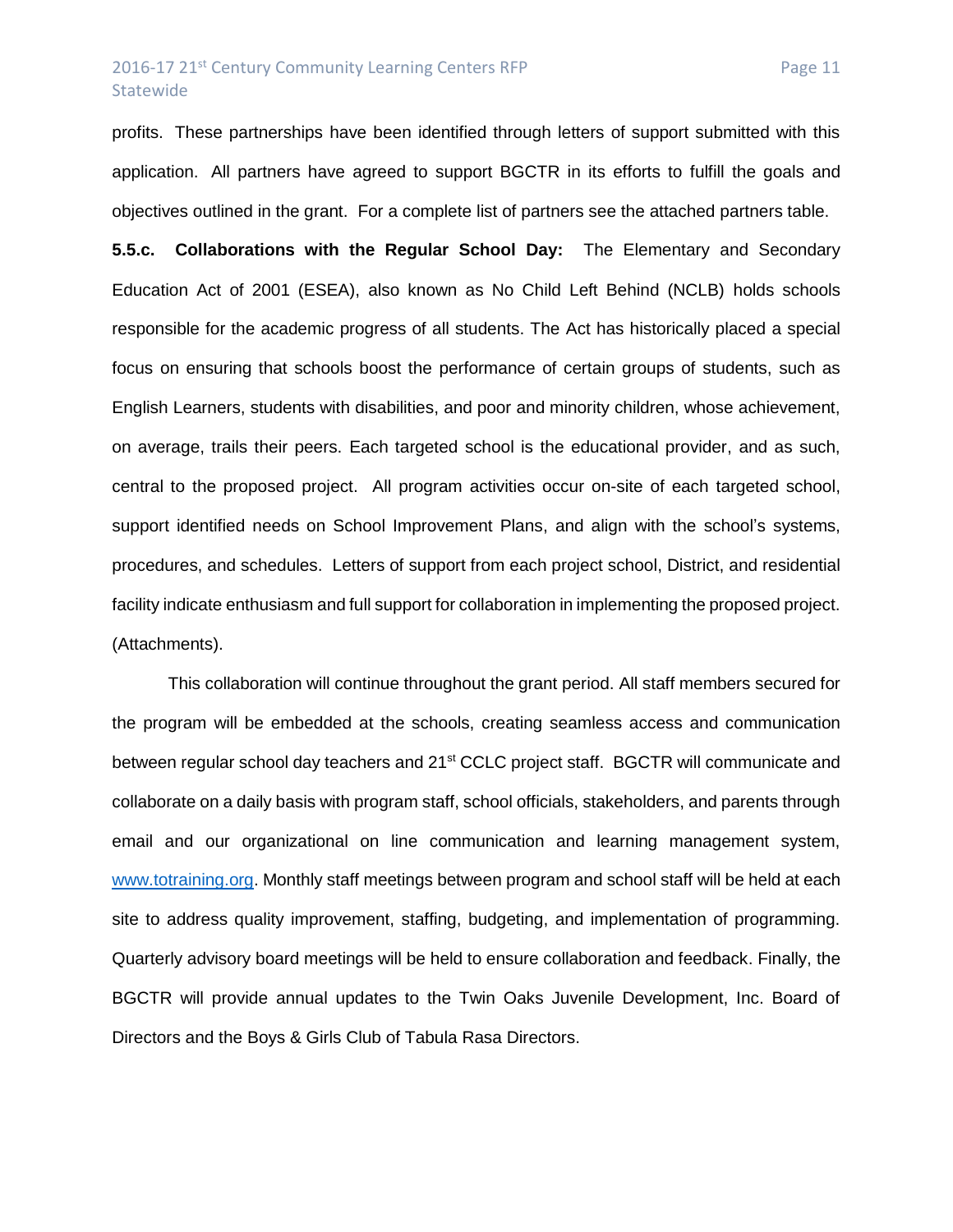profits. These partnerships have been identified through letters of support submitted with this application. All partners have agreed to support BGCTR in its efforts to fulfill the goals and objectives outlined in the grant. For a complete list of partners see the attached partners table.

**5.5.c. Collaborations with the Regular School Day:** The Elementary and Secondary Education Act of 2001 (ESEA), also known as No Child Left Behind (NCLB) holds schools responsible for the academic progress of all students. The Act has historically placed a special focus on ensuring that schools boost the performance of certain groups of students, such as English Learners, students with disabilities, and poor and minority children, whose achievement, on average, trails their peers. Each targeted school is the educational provider, and as such, central to the proposed project. All program activities occur on-site of each targeted school, support identified needs on School Improvement Plans, and align with the school's systems, procedures, and schedules. Letters of support from each project school, District, and residential facility indicate enthusiasm and full support for collaboration in implementing the proposed project. (Attachments).

This collaboration will continue throughout the grant period. All staff members secured for the program will be embedded at the schools, creating seamless access and communication between regular school day teachers and 21st CCLC project staff. BGCTR will communicate and collaborate on a daily basis with program staff, school officials, stakeholders, and parents through email and our organizational on line communication and learning management system, [www.totraining.org](www.totraining.org). Monthly staff meetings between program and school staff will be held at each site to address quality improvement, staffing, budgeting, and implementation of programming. Quarterly advisory board meetings will be held to ensure collaboration and feedback. Finally, the BGCTR will provide annual updates to the Twin Oaks Juvenile Development, Inc. Board of Directors and the Boys & Girls Club of Tabula Rasa Directors.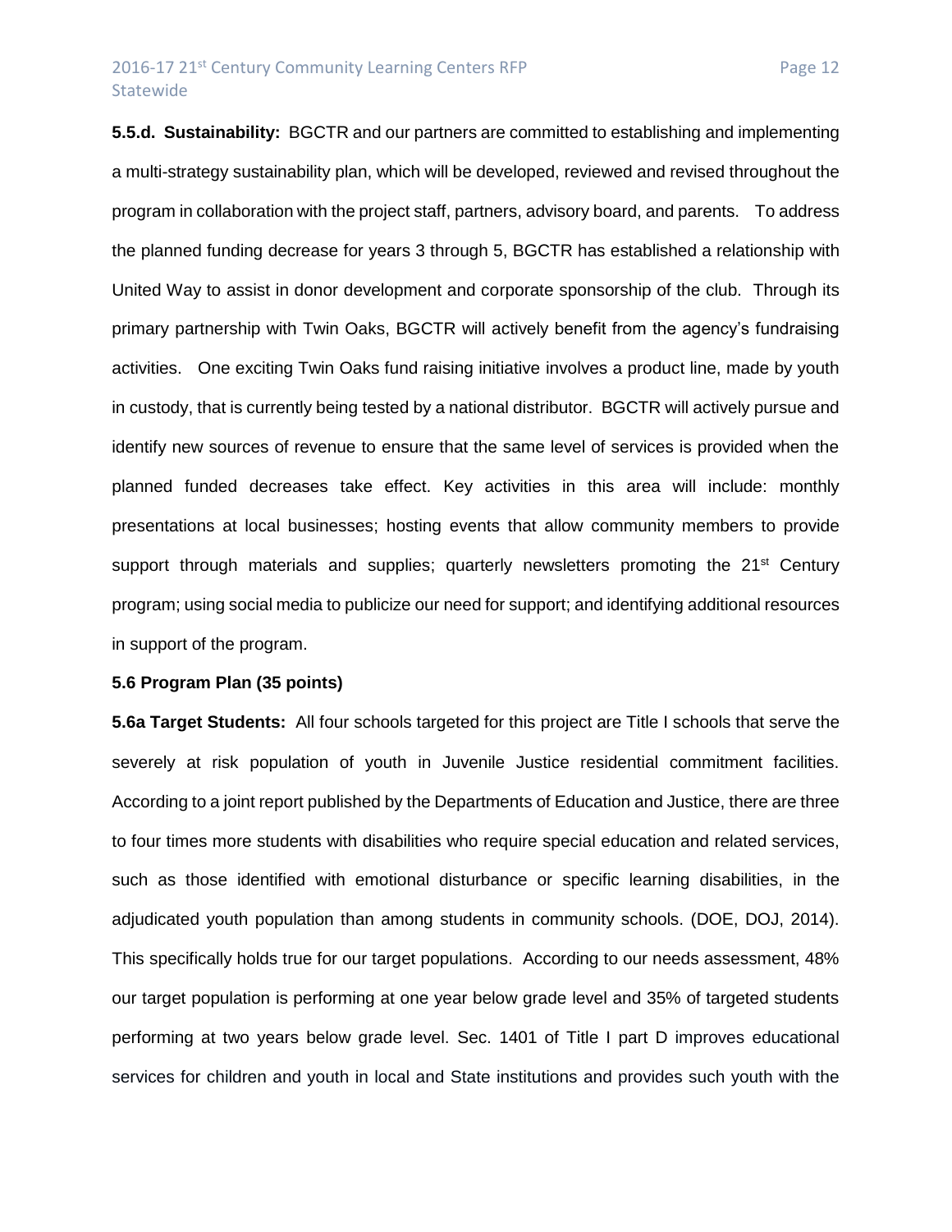**5.5.d. Sustainability:** BGCTR and our partners are committed to establishing and implementing a multi-strategy sustainability plan, which will be developed, reviewed and revised throughout the program in collaboration with the project staff, partners, advisory board, and parents. To address the planned funding decrease for years 3 through 5, BGCTR has established a relationship with United Way to assist in donor development and corporate sponsorship of the club. Through its primary partnership with Twin Oaks, BGCTR will actively benefit from the agency's fundraising activities. One exciting Twin Oaks fund raising initiative involves a product line, made by youth in custody, that is currently being tested by a national distributor. BGCTR will actively pursue and identify new sources of revenue to ensure that the same level of services is provided when the planned funded decreases take effect. Key activities in this area will include: monthly presentations at local businesses; hosting events that allow community members to provide support through materials and supplies; quarterly newsletters promoting the 21st Century program; using social media to publicize our need for support; and identifying additional resources in support of the program.

**5.6 Program Plan (35 points)**

**5.6a Target Students:** All four schools targeted for this project are Title I schools that serve the severely at risk population of youth in Juvenile Justice residential commitment facilities. According to a joint report published by the Departments of Education and Justice, there are three to four times more students with disabilities who require special education and related services, such as those identified with emotional disturbance or specific learning disabilities, in the adjudicated youth population than among students in community schools. (DOE, DOJ, 2014). This specifically holds true for our target populations. According to our needs assessment, 48% our target population is performing at one year below grade level and 35% of targeted students performing at two years below grade level. Sec. 1401 of Title I part D improves educational services for children and youth in local and State institutions and provides such youth with the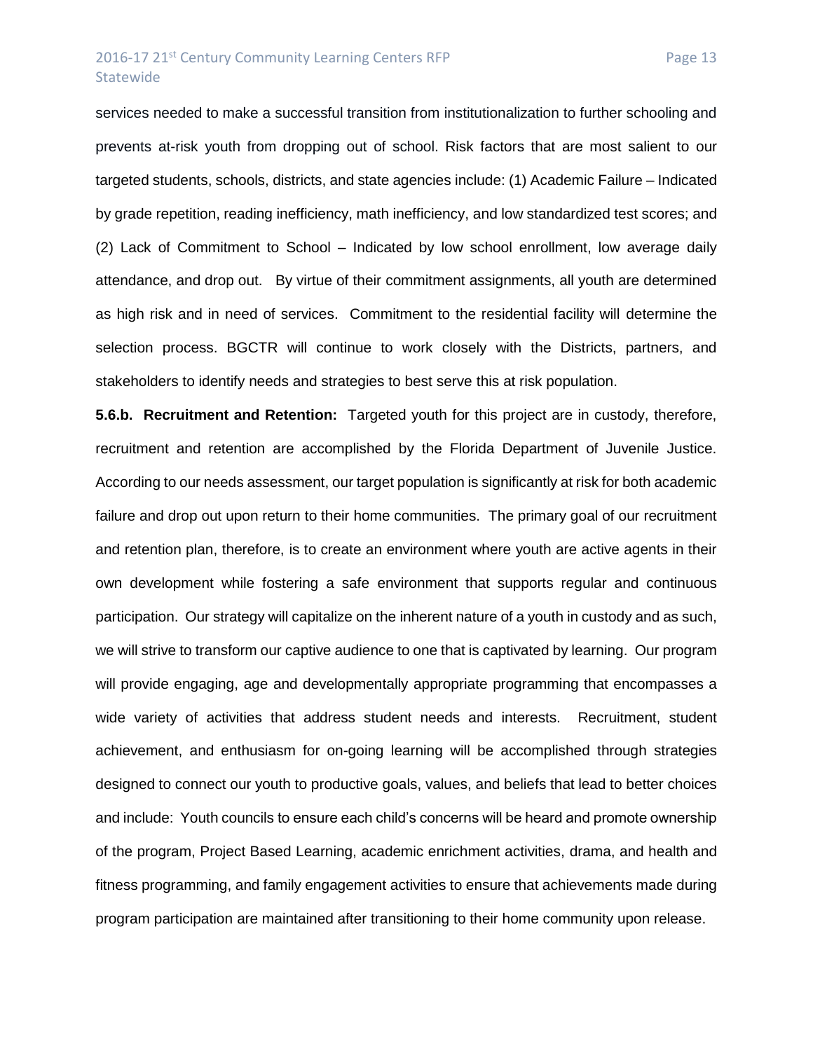services needed to make a successful transition from institutionalization to further schooling and prevents at-risk youth from dropping out of school. Risk factors that are most salient to our targeted students, schools, districts, and state agencies include: (1) Academic Failure – Indicated by grade repetition, reading inefficiency, math inefficiency, and low standardized test scores; and (2) Lack of Commitment to School – Indicated by low school enrollment, low average daily attendance, and drop out. By virtue of their commitment assignments, all youth are determined as high risk and in need of services. Commitment to the residential facility will determine the selection process. BGCTR will continue to work closely with the Districts, partners, and stakeholders to identify needs and strategies to best serve this at risk population.

**5.6.b. Recruitment and Retention:** Targeted youth for this project are in custody, therefore, recruitment and retention are accomplished by the Florida Department of Juvenile Justice. According to our needs assessment, our target population is significantly at risk for both academic failure and drop out upon return to their home communities. The primary goal of our recruitment and retention plan, therefore, is to create an environment where youth are active agents in their own development while fostering a safe environment that supports regular and continuous participation. Our strategy will capitalize on the inherent nature of a youth in custody and as such, we will strive to transform our captive audience to one that is captivated by learning. Our program will provide engaging, age and developmentally appropriate programming that encompasses a wide variety of activities that address student needs and interests. Recruitment, student achievement, and enthusiasm for on-going learning will be accomplished through strategies designed to connect our youth to productive goals, values, and beliefs that lead to better choices and include: Youth councils to ensure each child's concerns will be heard and promote ownership of the program, Project Based Learning, academic enrichment activities, drama, and health and fitness programming, and family engagement activities to ensure that achievements made during program participation are maintained after transitioning to their home community upon release.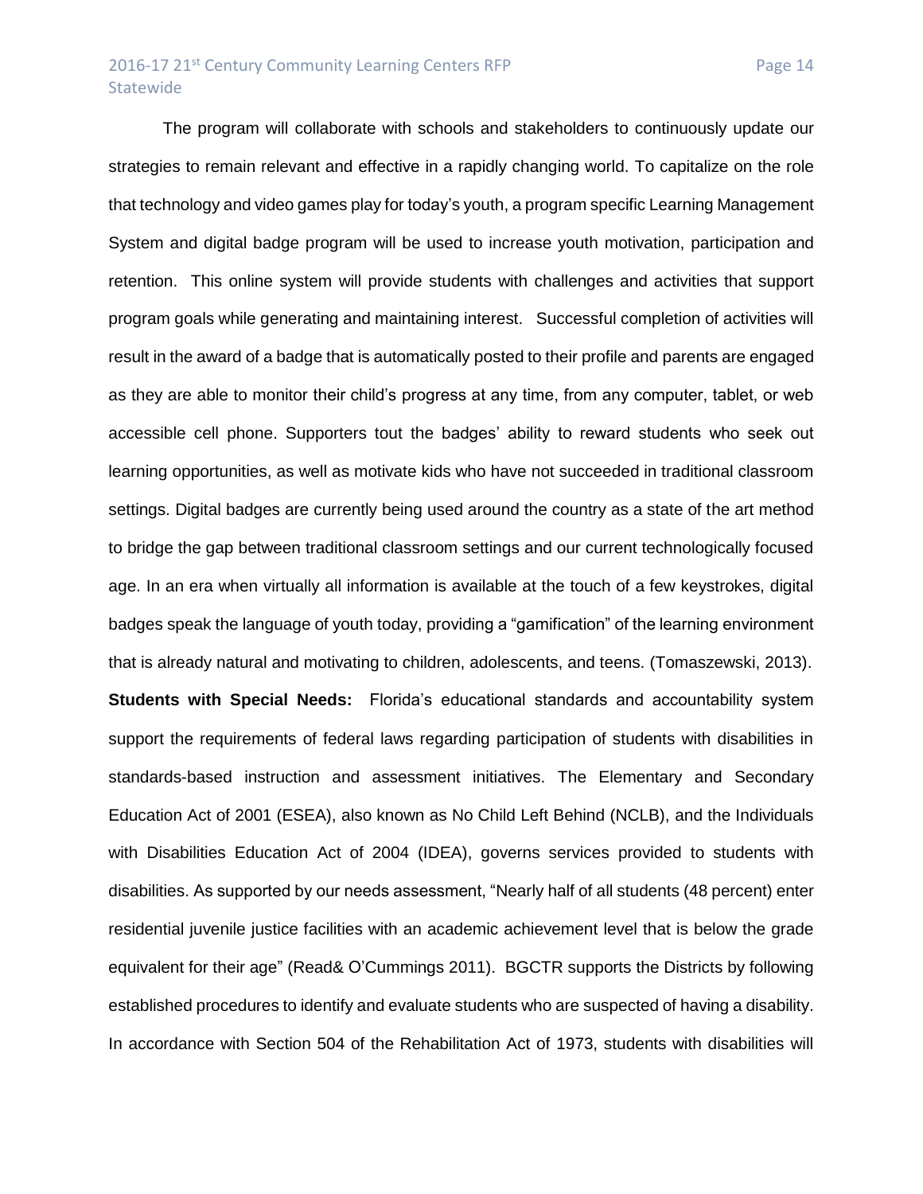The program will collaborate with schools and stakeholders to continuously update our strategies to remain relevant and effective in a rapidly changing world. To capitalize on the role that technology and video games play for today's youth, a program specific Learning Management System and digital badge program will be used to increase youth motivation, participation and retention. This online system will provide students with challenges and activities that support program goals while generating and maintaining interest. Successful completion of activities will result in the award of a badge that is automatically posted to their profile and parents are engaged as they are able to monitor their child's progress at any time, from any computer, tablet, or web accessible cell phone. Supporters tout the badges' ability to reward students who seek out learning opportunities, as well as motivate kids who have not succeeded in traditional classroom settings. Digital badges are currently being used around the country as a state of the art method to bridge the gap between traditional classroom settings and our current technologically focused age. In an era when virtually all information is available at the touch of a few keystrokes, digital badges speak the language of youth today, providing a "gamification" of the learning environment that is already natural and motivating to children, adolescents, and teens. (Tomaszewski, 2013).

**Students with Special Needs:** Florida's educational standards and accountability system support the requirements of federal laws regarding participation of students with disabilities in standards-based instruction and assessment initiatives. The Elementary and Secondary Education Act of 2001 (ESEA), also known as No Child Left Behind (NCLB), and the Individuals with Disabilities Education Act of 2004 (IDEA), governs services provided to students with disabilities. As supported by our needs assessment, "Nearly half of all students (48 percent) enter residential juvenile justice facilities with an academic achievement level that is below the grade equivalent for their age" (Read& O'Cummings 2011). BGCTR supports the Districts by following established procedures to identify and evaluate students who are suspected of having a disability. In accordance with Section 504 of the Rehabilitation Act of 1973, students with disabilities will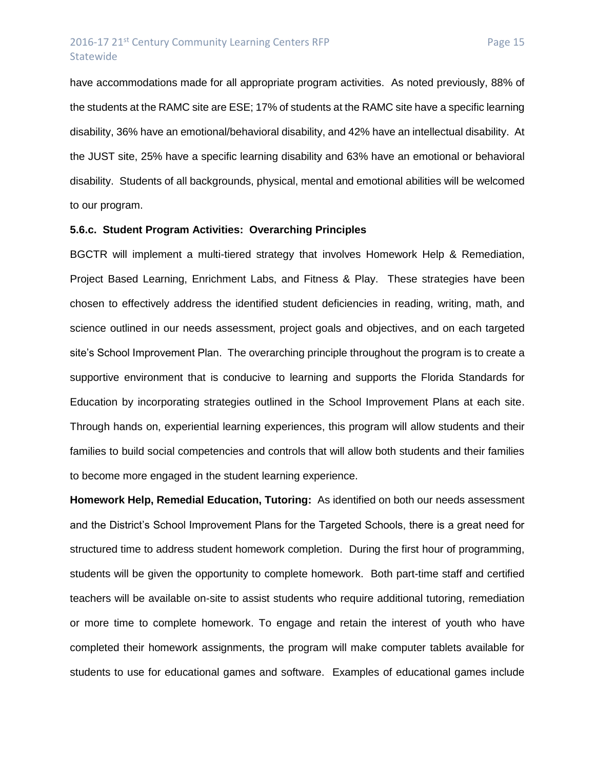have accommodations made for all appropriate program activities. As noted previously, 88% of the students at the RAMC site are ESE; 17% of students at the RAMC site have a specific learning disability, 36% have an emotional/behavioral disability, and 42% have an intellectual disability. At the JUST site, 25% have a specific learning disability and 63% have an emotional or behavioral disability. Students of all backgrounds, physical, mental and emotional abilities will be welcomed to our program.

### 5.6.c. Student Program Activities: Overarching Principles

BGCTR will implement a multi-tiered strategy that involves Homework Help & Remediation, Project Based Learning, Enrichment Labs, and Fitness & Play. These strategies have been chosen to effectively address the identified student deficiencies in reading, writing, math, and science outlined in our needs assessment, project goals and objectives, and on each targeted site's School Improvement Plan. The overarching principle throughout the program is to create a supportive environment that is conducive to learning and supports the Florida Standards for Education by incorporating strategies outlined in the School Improvement Plans at each site. Through hands on, experiential learning experiences, this program will allow students and their families to build social competencies and controls that will allow both students and their families to become more engaged in the student learning experience.

**Homework Help, Remedial Education, Tutoring:** As identified on both our needs assessment and the District's School Improvement Plans for the Targeted Schools, there is a great need for structured time to address student homework completion. During the first hour of programming, students will be given the opportunity to complete homework. Both part-time staff and certified teachers will be available on-site to assist students who require additional tutoring, remediation or more time to complete homework. To engage and retain the interest of youth who have completed their homework assignments, the program will make computer tablets available for students to use for educational games and software. Examples of educational games include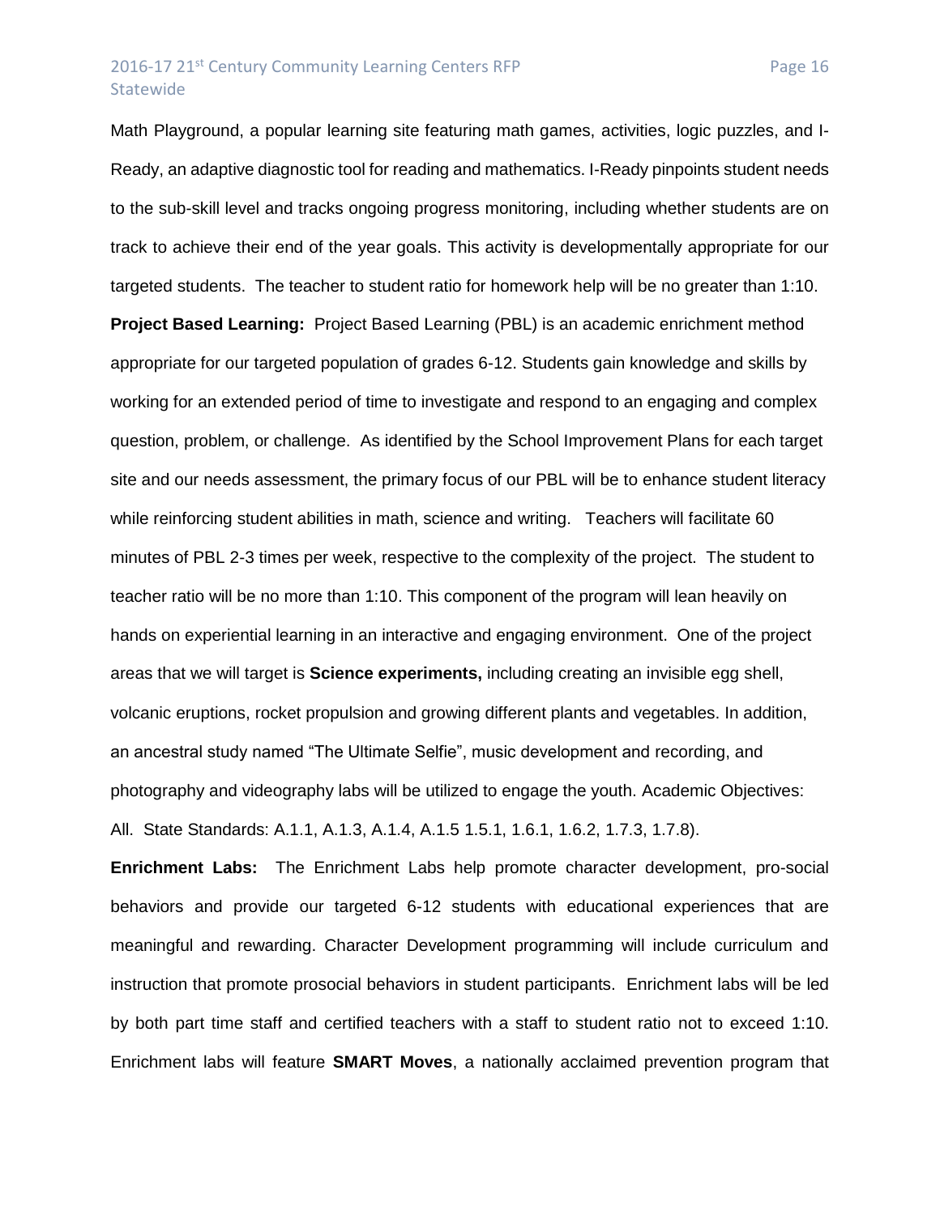Math Playground, a popular learning site featuring math games, activities, logic puzzles, and I-Ready, an adaptive diagnostic tool for reading and mathematics. I-Ready pinpoints student needs to the sub-skill level and tracks ongoing progress monitoring, including whether students are on track to achieve their end of the year goals. This activity is developmentally appropriate for our targeted students. The teacher to student ratio for homework help will be no greater than 1:10.

**Project Based Learning:** Project Based Learning (PBL) is an academic enrichment method appropriate for our targeted population of grades 6-12. Students gain knowledge and skills by working for an extended period of time to investigate and respond to an engaging and complex question, problem, or challenge. As identified by the School Improvement Plans for each target site and our needs assessment, the primary focus of our PBL will be to enhance student literacy while reinforcing student abilities in math, science and writing. Teachers will facilitate 60 minutes of PBL 2-3 times per week, respective to the complexity of the project. The student to teacher ratio will be no more than 1:10. This component of the program will lean heavily on hands on experiential learning in an interactive and engaging environment. One of the project areas that we will target is **Science experiments,** including creating an invisible egg shell, volcanic eruptions, rocket propulsion and growing different plants and vegetables. In addition, an ancestral study named "The Ultimate Selfie", music development and recording, and photography and videography labs will be utilized to engage the youth. Academic Objectives: All. State Standards: A.1.1, A.1.3, A.1.4, A.1.5 1.5.1, 1.6.1, 1.6.2, 1.7.3, 1.7.8).

**Enrichment Labs:** The Enrichment Labs help promote character development, pro-social behaviors and provide our targeted 6-12 students with educational experiences that are meaningful and rewarding. Character Development programming will include curriculum and instruction that promote prosocial behaviors in student participants. Enrichment labs will be led by both part time staff and certified teachers with a staff to student ratio not to exceed 1:10. Enrichment labs will feature **SMART Moves**, a nationally acclaimed prevention program that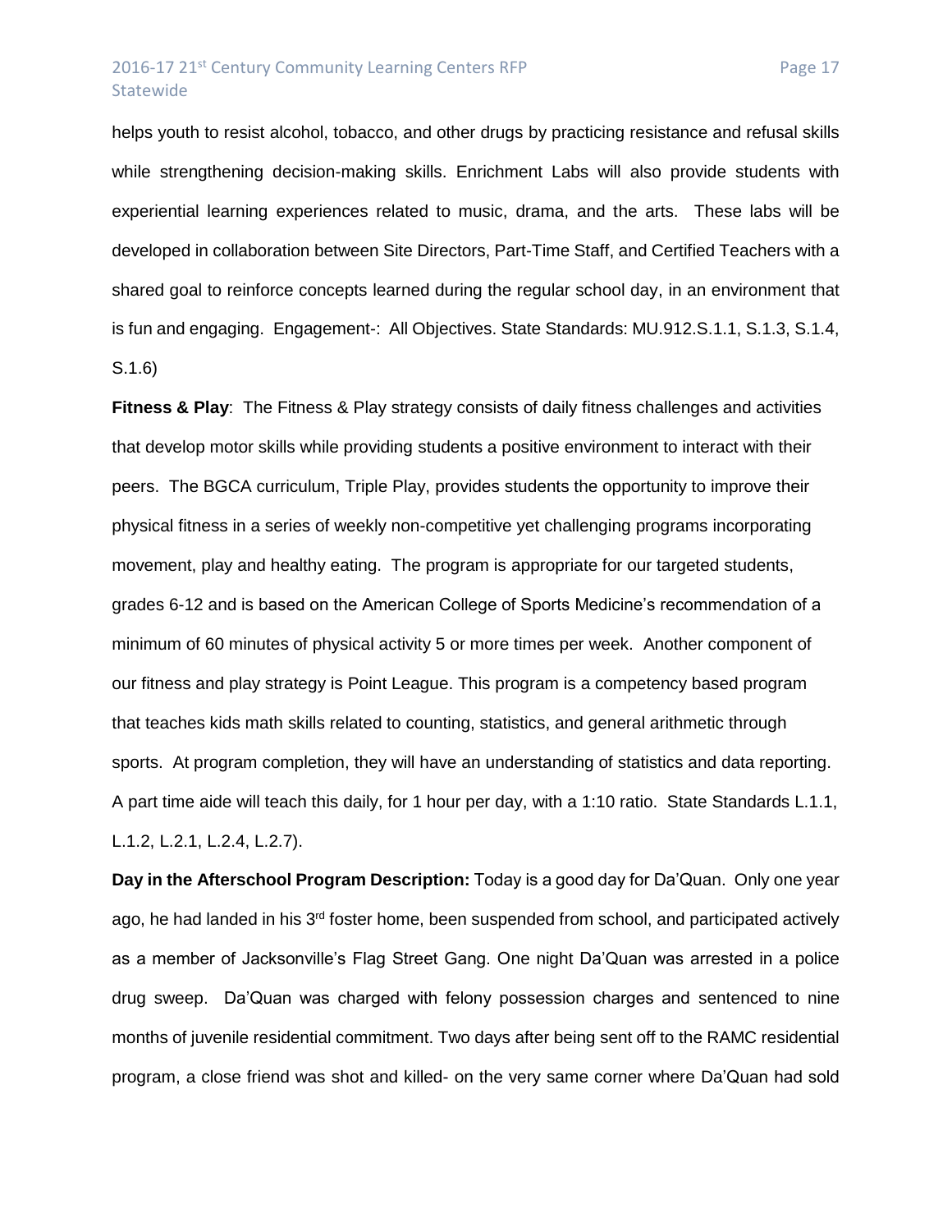helps youth to resist alcohol, tobacco, and other drugs by practicing resistance and refusal skills while strengthening decision-making skills. Enrichment Labs will also provide students with experiential learning experiences related to music, drama, and the arts. These labs will be developed in collaboration between Site Directors, Part-Time Staff, and Certified Teachers with a shared goal to reinforce concepts learned during the regular school day, in an environment that is fun and engaging. Engagement-: All Objectives. State Standards: MU.912.S.1.1, S.1.3, S.1.4, S.1.6)

**Fitness & Play**: The Fitness & Play strategy consists of daily fitness challenges and activities that develop motor skills while providing students a positive environment to interact with their peers. The BGCA curriculum, Triple Play, provides students the opportunity to improve their physical fitness in a series of weekly non-competitive yet challenging programs incorporating movement, play and healthy eating. The program is appropriate for our targeted students, grades 6-12 and is based on the American College of Sports Medicine's recommendation of a minimum of 60 minutes of physical activity 5 or more times per week. Another component of our fitness and play strategy is Point League. This program is a competency based program that teaches kids math skills related to counting, statistics, and general arithmetic through sports. At program completion, they will have an understanding of statistics and data reporting. A part time aide will teach this daily, for 1 hour per day, with a 1:10 ratio. State Standards L.1.1, L.1.2, L.2.1, L.2.4, L.2.7).

**Day in the Afterschool Program Description:** Today is a good day for Da'Quan. Only one year ago, he had landed in his 3rd foster home, been suspended from school, and participated actively as a member of Jacksonville's Flag Street Gang. One night Da'Quan was arrested in a police drug sweep. Da'Quan was charged with felony possession charges and sentenced to nine months of juvenile residential commitment. Two days after being sent off to the RAMC residential program, a close friend was shot and killed- on the very same corner where Da'Quan had sold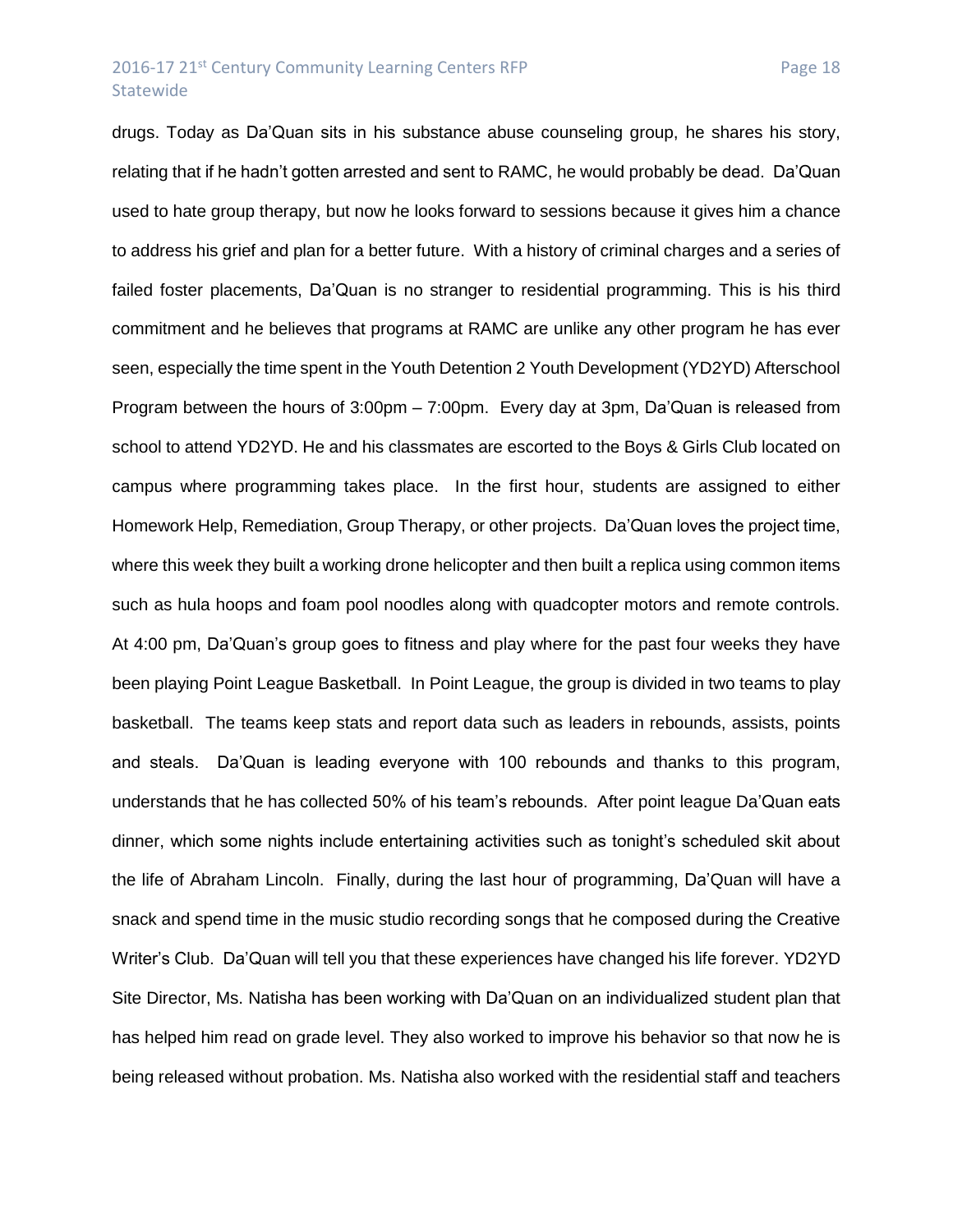drugs. Today as Da'Quan sits in his substance abuse counseling group, he shares his story, relating that if he hadn't gotten arrested and sent to RAMC, he would probably be dead. Da'Quan used to hate group therapy, but now he looks forward to sessions because it gives him a chance to address his grief and plan for a better future. With a history of criminal charges and a series of failed foster placements, Da'Quan is no stranger to residential programming. This is his third commitment and he believes that programs at RAMC are unlike any other program he has ever seen, especially the time spent in the Youth Detention 2 Youth Development (YD2YD) Afterschool Program between the hours of 3:00pm – 7:00pm. Every day at 3pm, Da'Quan is released from school to attend YD2YD. He and his classmates are escorted to the Boys & Girls Club located on campus where programming takes place. In the first hour, students are assigned to either Homework Help, Remediation, Group Therapy, or other projects. Da'Quan loves the project time, where this week they built a working drone helicopter and then built a replica using common items such as hula hoops and foam pool noodles along with quadcopter motors and remote controls. At 4:00 pm, Da'Quan's group goes to fitness and play where for the past four weeks they have been playing Point League Basketball. In Point League, the group is divided in two teams to play basketball. The teams keep stats and report data such as leaders in rebounds, assists, points and steals. Da'Quan is leading everyone with 100 rebounds and thanks to this program, understands that he has collected 50% of his team's rebounds. After point league Da'Quan eats dinner, which some nights include entertaining activities such as tonight's scheduled skit about the life of Abraham Lincoln. Finally, during the last hour of programming, Da'Quan will have a snack and spend time in the music studio recording songs that he composed during the Creative Writer's Club. Da'Quan will tell you that these experiences have changed his life forever. YD2YD Site Director, Ms. Natisha has been working with Da'Quan on an individualized student plan that has helped him read on grade level. They also worked to improve his behavior so that now he is being released without probation. Ms. Natisha also worked with the residential staff and teachers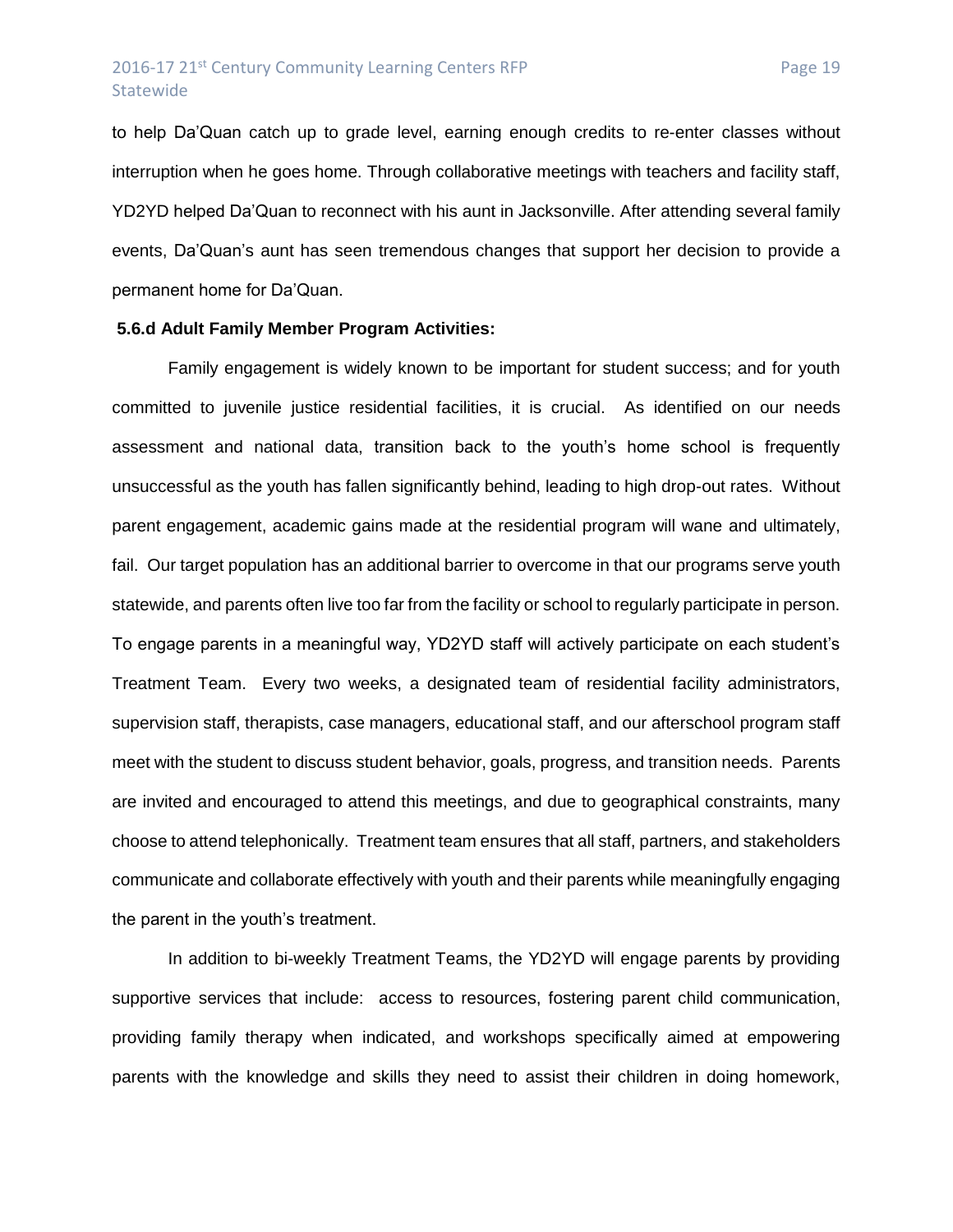to help Da'Quan catch up to grade level, earning enough credits to re-enter classes without interruption when he goes home. Through collaborative meetings with teachers and facility staff, YD2YD helped Da'Quan to reconnect with his aunt in Jacksonville. After attending several family events, Da'Quan's aunt has seen tremendous changes that support her decision to provide a permanent home for Da'Quan.

**5.6.d Adult Family Member Program Activities:**

Family engagement is widely known to be important for student success; and for youth committed to juvenile justice residential facilities, it is crucial. As identified on our needs assessment and national data, transition back to the youth's home school is frequently unsuccessful as the youth has fallen significantly behind, leading to high drop-out rates. Without parent engagement, academic gains made at the residential program will wane and ultimately, fail. Our target population has an additional barrier to overcome in that our programs serve youth statewide, and parents often live too far from the facility or school to regularly participate in person. To engage parents in a meaningful way, YD2YD staff will actively participate on each student's Treatment Team. Every two weeks, a designated team of residential facility administrators, supervision staff, therapists, case managers, educational staff, and our afterschool program staff meet with the student to discuss student behavior, goals, progress, and transition needs. Parents are invited and encouraged to attend this meetings, and due to geographical constraints, many choose to attend telephonically. Treatment team ensures that all staff, partners, and stakeholders communicate and collaborate effectively with youth and their parents while meaningfully engaging the parent in the youth's treatment.

In addition to bi-weekly Treatment Teams, the YD2YD will engage parents by providing supportive services that include: access to resources, fostering parent child communication, providing family therapy when indicated, and workshops specifically aimed at empowering parents with the knowledge and skills they need to assist their children in doing homework,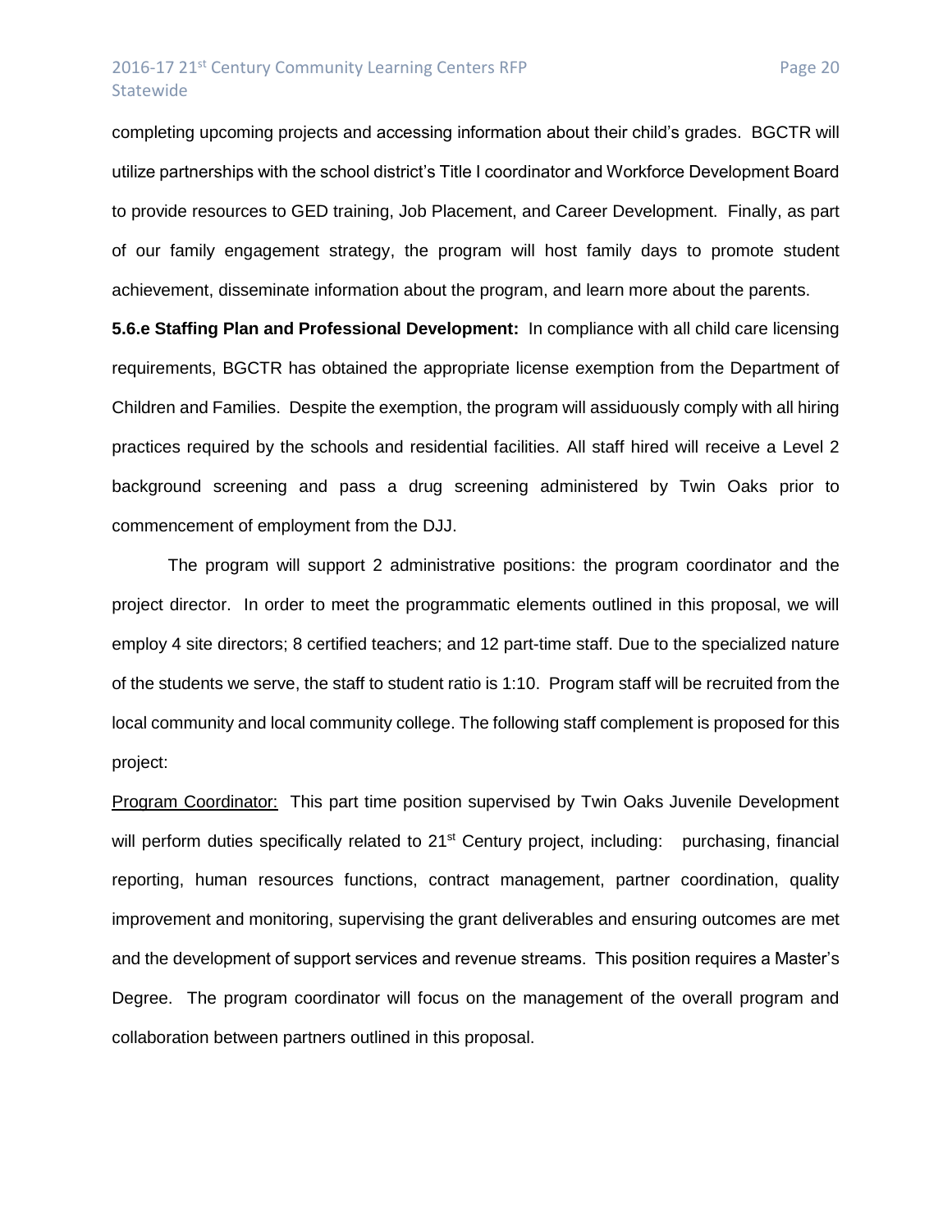completing upcoming projects and accessing information about their child's grades. BGCTR will utilize partnerships with the school district's Title I coordinator and Workforce Development Board to provide resources to GED training, Job Placement, and Career Development. Finally, as part of our family engagement strategy, the program will host family days to promote student achievement, disseminate information about the program, and learn more about the parents.

**5.6.e Staffing Plan and Professional Development:** In compliance with all child care licensing requirements, BGCTR has obtained the appropriate license exemption from the Department of Children and Families. Despite the exemption, the program will assiduously comply with all hiring practices required by the schools and residential facilities. All staff hired will receive a Level 2 background screening and pass a drug screening administered by Twin Oaks prior to commencement of employment from the DJJ.

The program will support 2 administrative positions: the program coordinator and the project director. In order to meet the programmatic elements outlined in this proposal, we will employ 4 site directors; 8 certified teachers; and 12 part-time staff. Due to the specialized nature of the students we serve, the staff to student ratio is 1:10. Program staff will be recruited from the local community and local community college. The following staff complement is proposed for this project:

Program Coordinator: This part time position supervised by Twin Oaks Juvenile Development will perform duties specifically related to 21st Century project, including: purchasing, financial reporting, human resources functions, contract management, partner coordination, quality improvement and monitoring, supervising the grant deliverables and ensuring outcomes are met and the development of support services and revenue streams. This position requires a Master's Degree. The program coordinator will focus on the management of the overall program and collaboration between partners outlined in this proposal.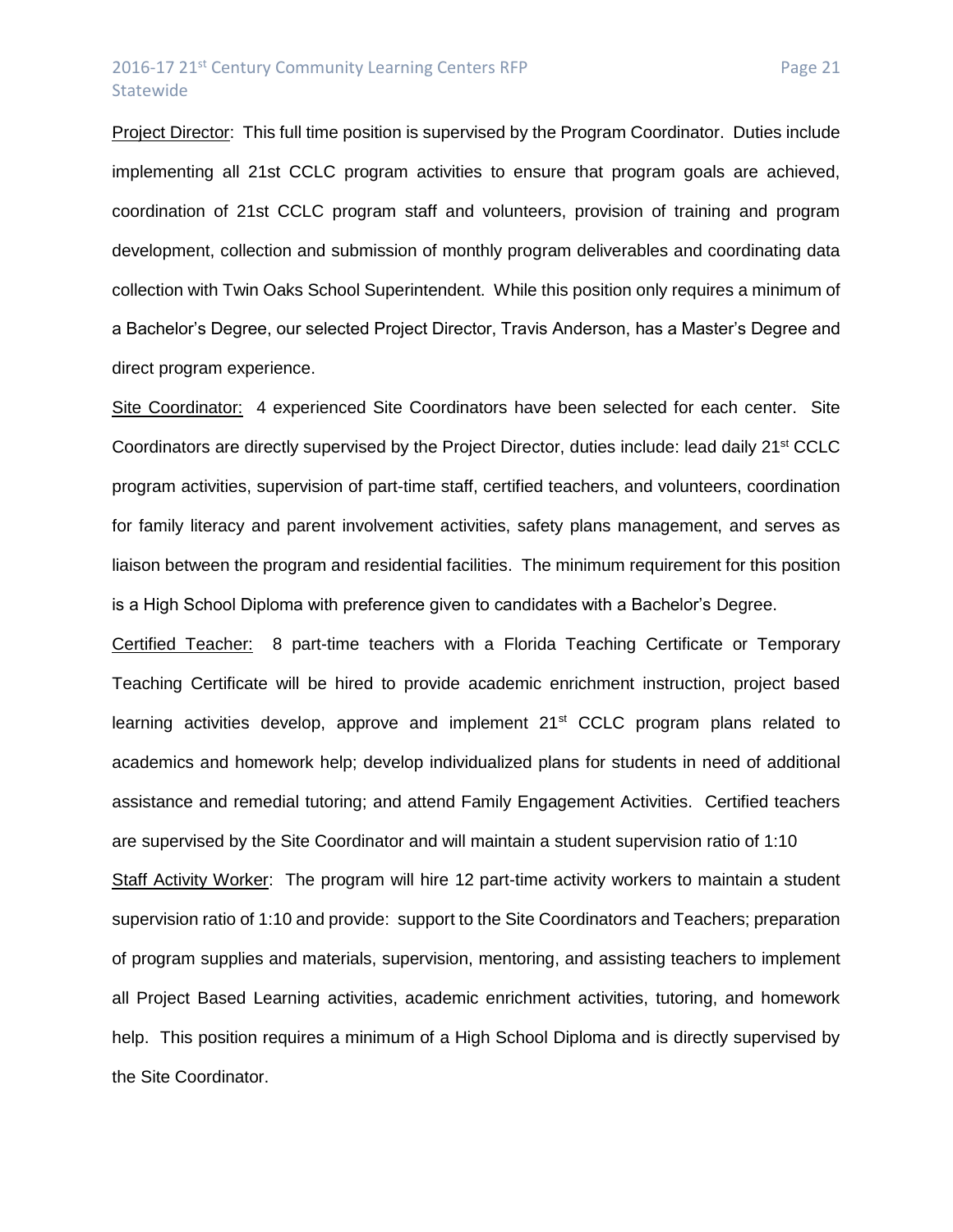Project Director: This full time position is supervised by the Program Coordinator. Duties include implementing all 21st CCLC program activities to ensure that program goals are achieved, coordination of 21st CCLC program staff and volunteers, provision of training and program development, collection and submission of monthly program deliverables and coordinating data collection with Twin Oaks School Superintendent. While this position only requires a minimum of a Bachelor's Degree, our selected Project Director, Travis Anderson, has a Master's Degree and direct program experience.

Site Coordinator: 4 experienced Site Coordinators have been selected for each center. Site Coordinators are directly supervised by the Project Director, duties include: lead daily 21st CCLC program activities, supervision of part-time staff, certified teachers, and volunteers, coordination for family literacy and parent involvement activities, safety plans management, and serves as liaison between the program and residential facilities. The minimum requirement for this position is a High School Diploma with preference given to candidates with a Bachelor's Degree.

Certified Teacher: 8 part-time teachers with a Florida Teaching Certificate or Temporary Teaching Certificate will be hired to provide academic enrichment instruction, project based learning activities develop, approve and implement 21st CCLC program plans related to academics and homework help; develop individualized plans for students in need of additional assistance and remedial tutoring; and attend Family Engagement Activities. Certified teachers are supervised by the Site Coordinator and will maintain a student supervision ratio of 1:10

Staff Activity Worker: The program will hire 12 part-time activity workers to maintain a student supervision ratio of 1:10 and provide: support to the Site Coordinators and Teachers; preparation of program supplies and materials, supervision, mentoring, and assisting teachers to implement all Project Based Learning activities, academic enrichment activities, tutoring, and homework help. This position requires a minimum of a High School Diploma and is directly supervised by the Site Coordinator.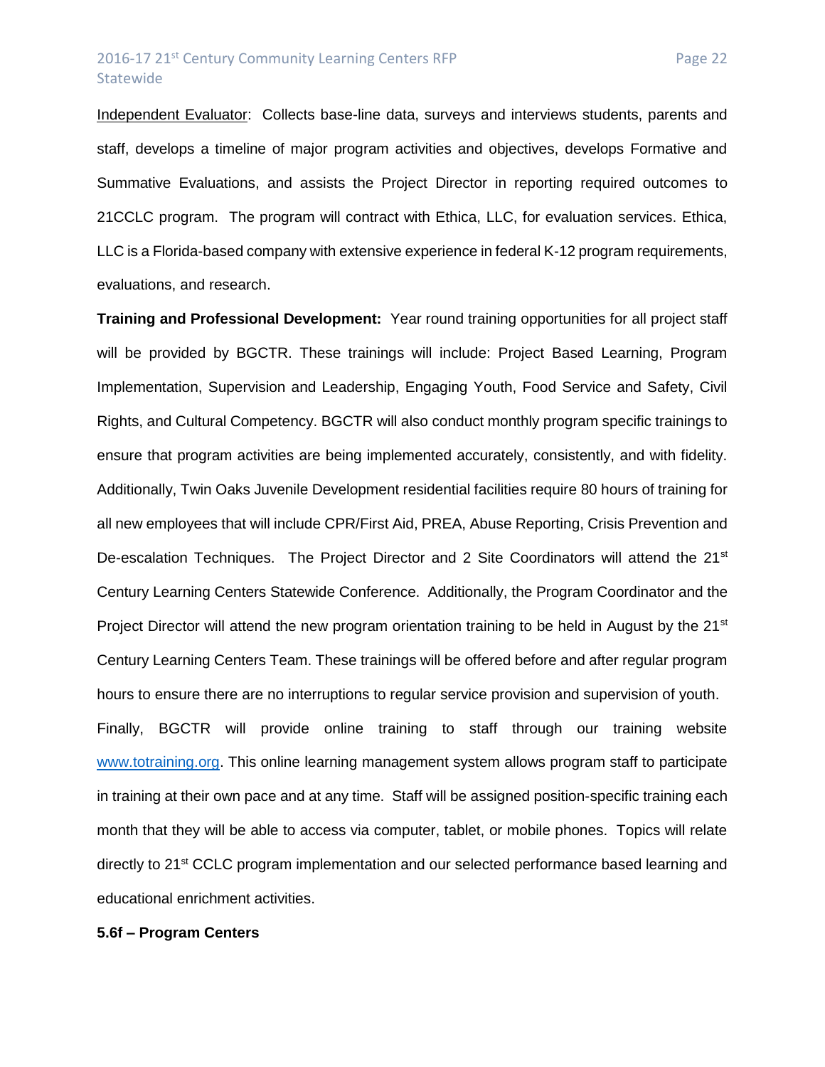Independent Evaluator: Collects base-line data, surveys and interviews students, parents and staff, develops a timeline of major program activities and objectives, develops Formative and Summative Evaluations, and assists the Project Director in reporting required outcomes to 21CCLC program. The program will contract with Ethica, LLC, for evaluation services. Ethica, LLC is a Florida-based company with extensive experience in federal K-12 program requirements, evaluations, and research.

**Training and Professional Development:** Year round training opportunities for all project staff will be provided by BGCTR. These trainings will include: Project Based Learning, Program Implementation, Supervision and Leadership, Engaging Youth, Food Service and Safety, Civil Rights, and Cultural Competency. BGCTR will also conduct monthly program specific trainings to ensure that program activities are being implemented accurately, consistently, and with fidelity. Additionally, Twin Oaks Juvenile Development residential facilities require 80 hours of training for all new employees that will include CPR/First Aid, PREA, Abuse Reporting, Crisis Prevention and De-escalation Techniques. The Project Director and 2 Site Coordinators will attend the 21st Century Learning Centers Statewide Conference. Additionally, the Program Coordinator and the Project Director will attend the new program orientation training to be held in August by the 21st Century Learning Centers Team. These trainings will be offered before and after regular program hours to ensure there are no interruptions to regular service provision and supervision of youth. Finally, BGCTR will provide online training to staff through our training website www.totraining.org. This online learning management system allows program staff to participate in training at their own pace and at any time. Staff will be assigned position-specific training each month that they will be able to access via computer, tablet, or mobile phones. Topics will relate directly to 21st CCLC program implementation and our selected performance based learning and educational enrichment activities.

**5.6f – Program Centers**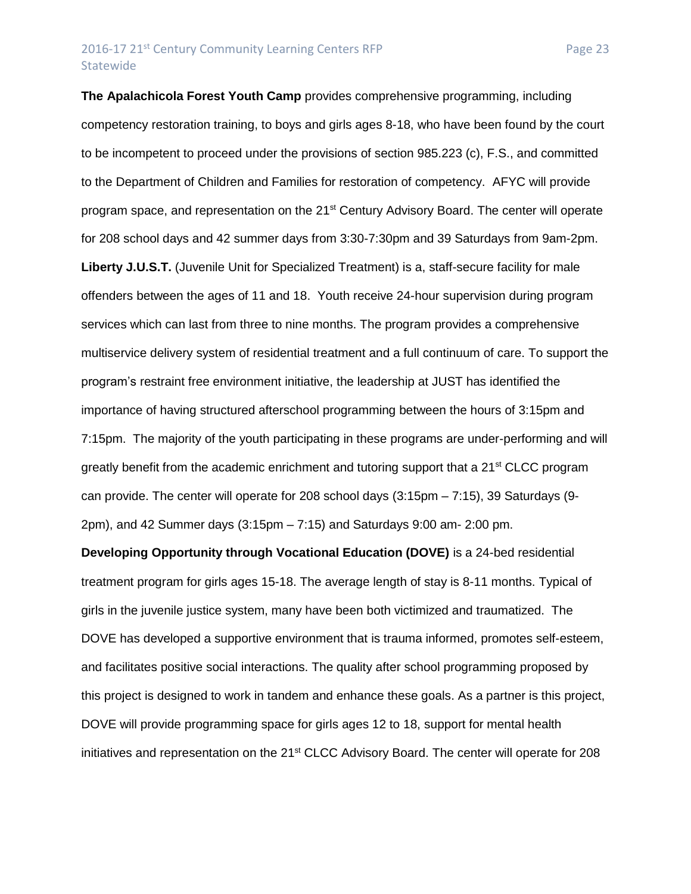**The Apalachicola Forest Youth Camp** provides comprehensive programming, including competency restoration training, to boys and girls ages 8-18, who have been found by the court to be incompetent to proceed under the provisions of section 985.223 (c), F.S., and committed to the Department of Children and Families for restoration of competency. AFYC will provide program space, and representation on the 21st Century Advisory Board. The center will operate for 208 school days and 42 summer days from 3:30-7:30pm and 39 Saturdays from 9am-2pm.

**Liberty J.U.S.T.** (Juvenile Unit for Specialized Treatment) is a, staff-secure facility for male offenders between the ages of 11 and 18. Youth receive 24-hour supervision during program services which can last from three to nine months. The program provides a comprehensive multiservice delivery system of residential treatment and a full continuum of care. To support the program's restraint free environment initiative, the leadership at JUST has identified the importance of having structured afterschool programming between the hours of 3:15pm and 7:15pm. The majority of the youth participating in these programs are under-performing and will greatly benefit from the academic enrichment and tutoring support that a 21st CLCC program can provide. The center will operate for 208 school days (3:15pm – 7:15), 39 Saturdays (9-2pm), and 42 Summer days (3:15pm – 7:15) and Saturdays 9:00 am- 2:00 pm.

**Developing Opportunity through Vocational Education (DOVE)** is a 24-bed residential treatment program for girls ages 15-18. The average length of stay is 8-11 months. Typical of girls in the juvenile justice system, many have been both victimized and traumatized. The DOVE has developed a supportive environment that is trauma informed, promotes self-esteem, and facilitates positive social interactions. The quality after school programming proposed by this project is designed to work in tandem and enhance these goals. As a partner is this project, DOVE will provide programming space for girls ages 12 to 18, support for mental health initiatives and representation on the 21st CLCC Advisory Board. The center will operate for 208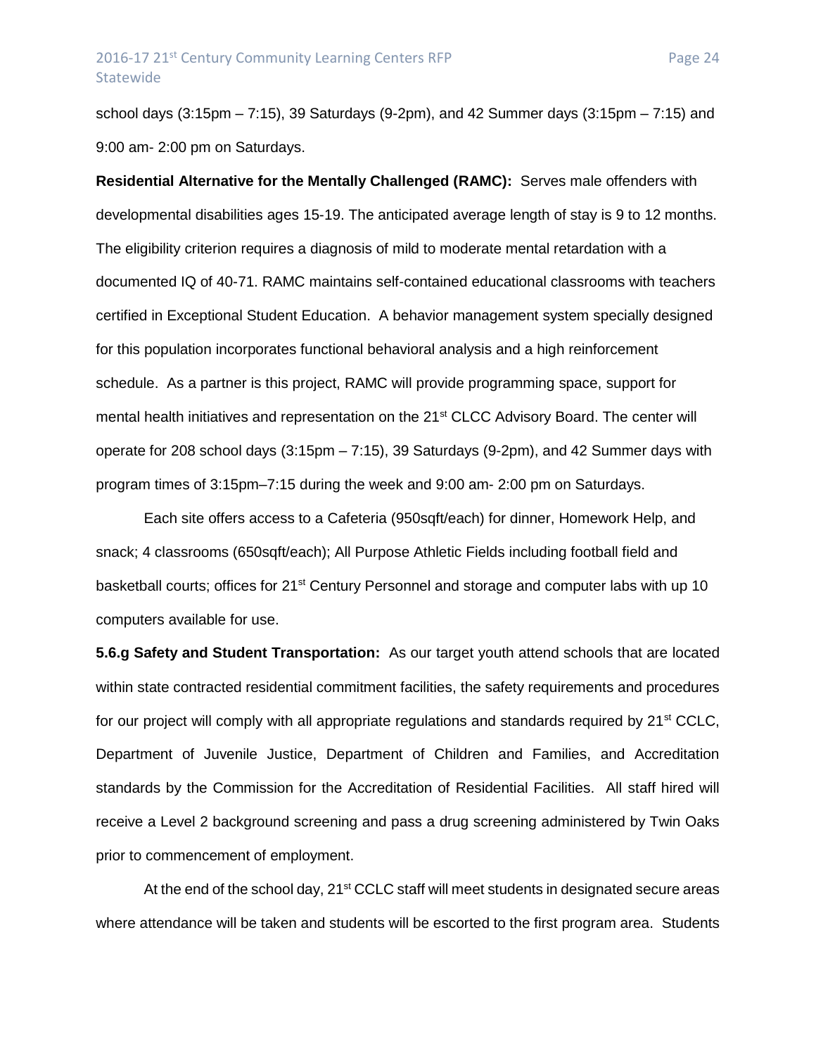school days (3:15pm – 7:15), 39 Saturdays (9-2pm), and 42 Summer days (3:15pm – 7:15) and 9:00 am- 2:00 pm on Saturdays.

**Residential Alternative for the Mentally Challenged (RAMC):** Serves male offenders with developmental disabilities ages 15-19. The anticipated average length of stay is 9 to 12 months. The eligibility criterion requires a diagnosis of mild to moderate mental retardation with a documented IQ of 40-71. RAMC maintains self-contained educational classrooms with teachers certified in Exceptional Student Education. A behavior management system specially designed for this population incorporates functional behavioral analysis and a high reinforcement schedule. As a partner is this project, RAMC will provide programming space, support for mental health initiatives and representation on the 21st CLCC Advisory Board. The center will operate for 208 school days (3:15pm – 7:15), 39 Saturdays (9-2pm), and 42 Summer days with program times of 3:15pm–7:15 during the week and 9:00 am- 2:00 pm on Saturdays.

Each site offers access to a Cafeteria (950sqft/each) for dinner, Homework Help, and snack; 4 classrooms (650sqft/each); All Purpose Athletic Fields including football field and basketball courts; offices for 21st Century Personnel and storage and computer labs with up 10 computers available for use.

**5.6.g Safety and Student Transportation:** As our target youth attend schools that are located within state contracted residential commitment facilities, the safety requirements and procedures for our project will comply with all appropriate regulations and standards required by 21st CCLC, Department of Juvenile Justice, Department of Children and Families, and Accreditation standards by the Commission for the Accreditation of Residential Facilities. All staff hired will receive a Level 2 background screening and pass a drug screening administered by Twin Oaks prior to commencement of employment.

At the end of the school day, 21st CCLC staff will meet students in designated secure areas where attendance will be taken and students will be escorted to the first program area. Students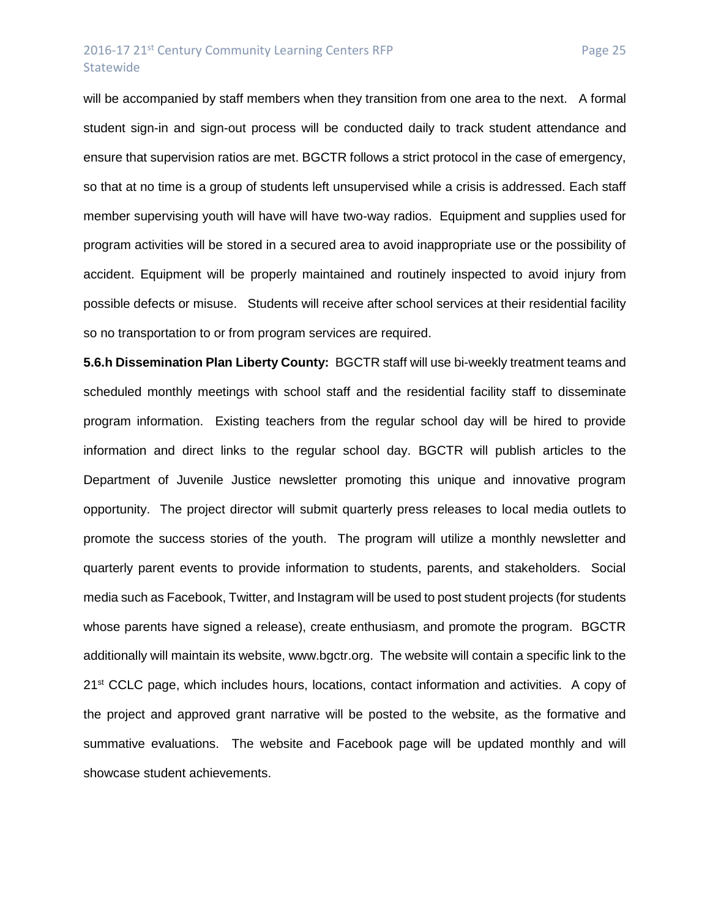will be accompanied by staff members when they transition from one area to the next. A formal student sign-in and sign-out process will be conducted daily to track student attendance and ensure that supervision ratios are met. BGCTR follows a strict protocol in the case of emergency, so that at no time is a group of students left unsupervised while a crisis is addressed. Each staff member supervising youth will have will have two-way radios. Equipment and supplies used for program activities will be stored in a secured area to avoid inappropriate use or the possibility of accident. Equipment will be properly maintained and routinely inspected to avoid injury from possible defects or misuse. Students will receive after school services at their residential facility so no transportation to or from program services are required.

**5.6.h Dissemination Plan Liberty County:** BGCTR staff will use bi-weekly treatment teams and scheduled monthly meetings with school staff and the residential facility staff to disseminate program information. Existing teachers from the regular school day will be hired to provide information and direct links to the regular school day. BGCTR will publish articles to the Department of Juvenile Justice newsletter promoting this unique and innovative program opportunity. The project director will submit quarterly press releases to local media outlets to promote the success stories of the youth. The program will utilize a monthly newsletter and quarterly parent events to provide information to students, parents, and stakeholders. Social media such as Facebook, Twitter, and Instagram will be used to post student projects (for students whose parents have signed a release), create enthusiasm, and promote the program. BGCTR additionally will maintain its website, www.bgctr.org. The website will contain a specific link to the 21st CCLC page, which includes hours, locations, contact information and activities. A copy of the project and approved grant narrative will be posted to the website, as the formative and summative evaluations. The website and Facebook page will be updated monthly and will showcase student achievements.